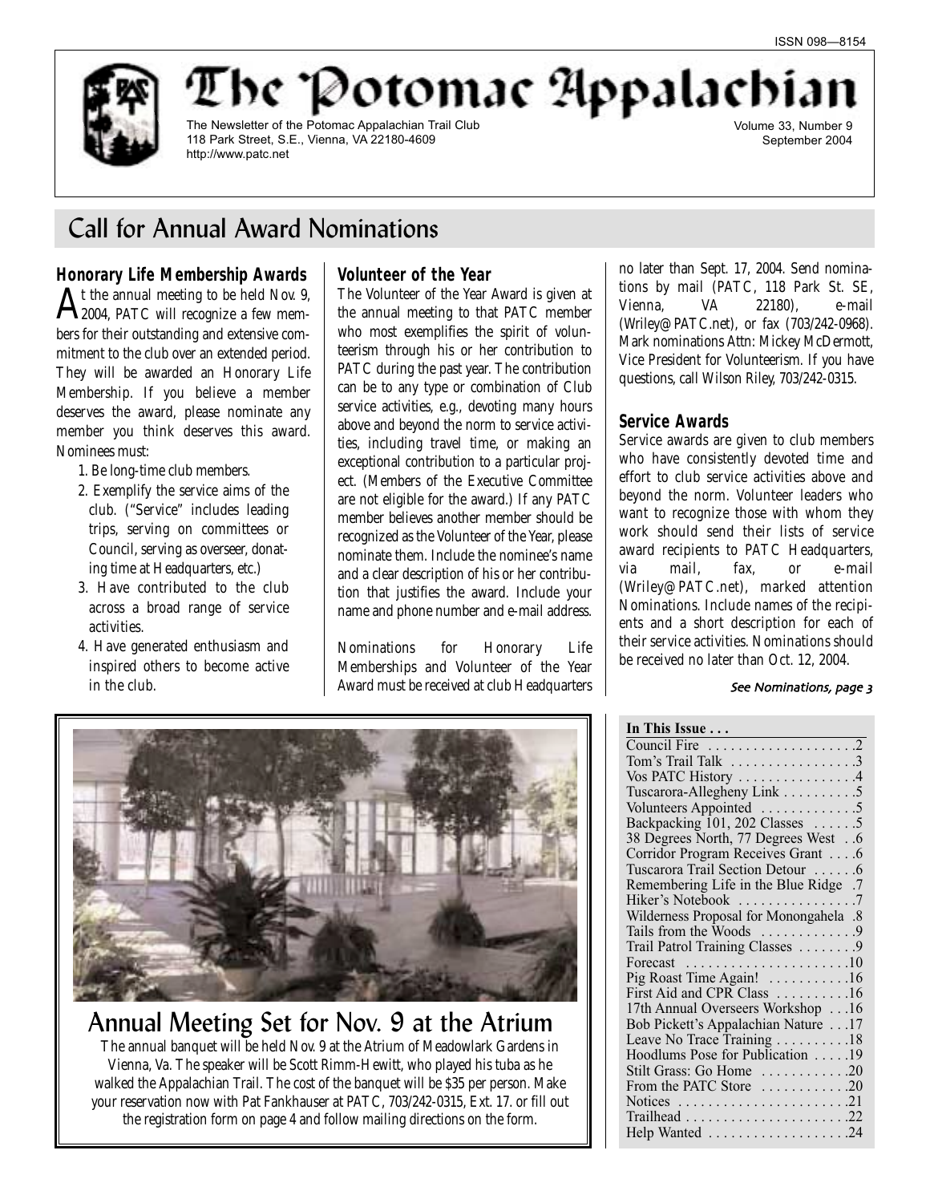ISSN 098—8154

# The Potomac Appalachian

The Newsletter of the Potomac Appalachian Trail Club
118 Park Street, S.E., Vienna, VA 22180-4609
http://www.patc.net

Volume 33, Number 9
September 2004

## Call for Annual Award Nominations

### Honorary Life Membership Awards

At the annual meeting to be held Nov. 9, 2004, PATC will recognize a few members for their outstanding and extensive commitment to the club over an extended period. They will be awarded an Honorary Life Membership. If you believe a member deserves the award, please nominate any member you think deserves this award. Nominees must:

1. Be long-time club members.
2. Exemplify the service aims of the club. ("Service" includes leading trips, serving on committees or Council, serving as overseer, donating time at Headquarters, etc.)
3. Have contributed to the club across a broad range of service activities.
4. Have generated enthusiasm and inspired others to become active in the club.

### Volunteer of the Year

The Volunteer of the Year Award is given at the annual meeting to that PATC member who most exemplifies the spirit of volunteerism through his or her contribution to PATC during the past year. The contribution can be to any type or combination of Club service activities, e.g., devoting many hours above and beyond the norm to service activities, including travel time, or making an exceptional contribution to a particular project. (Members of the Executive Committee are not eligible for the award.) If any PATC member believes another member should be recognized as the Volunteer of the Year, please nominate them. Include the nominee's name and a clear description of his or her contribution that justifies the award. Include your name and phone number and e-mail address.

Nominations for Honorary Life Memberships and Volunteer of the Year Award must be received at club Headquarters no later than Sept. 17, 2004. Send nominations by mail (PATC, 118 Park St. SE, Vienna, VA 22180), e-mail (Wriley@PATC.net), or fax (703/242-0968). Mark nominations Attn: Mickey McDermott, Vice President for Volunteerism. If you have questions, call Wilson Riley, 703/242-0315.

### Service Awards

Service awards are given to club members who have consistently devoted time and effort to club service activities above and beyond the norm. Volunteer leaders who want to recognize those with whom they work should send their lists of service award recipients to PATC Headquarters, via mail, fax, or e-mail (Wriley@PATC.net), marked attention Nominations. Include names of the recipients and a short description for each of their service activities. Nominations should be received no later than Oct. 12, 2004.

*See Nominations, page 3*

## Annual Meeting Set for Nov. 9 at the Atrium

The annual banquet will be held Nov. 9 at the Atrium of Meadowlark Gardens in Vienna, Va. The speaker will be Scott Rimm-Hewitt, who played his tuba as he walked the Appalachian Trail. The cost of the banquet will be $35 per person. Make your reservation now with Pat Fankhauser at PATC, 703/242-0315, Ext. 17. or fill out the registration form on page 4 and follow mailing directions on the form.

**In This Issue . . .**

| | |
|---|---|
| Council Fire | 2 |
| Tom's Trail Talk | 3 |
| Vos PATC History | 4 |
| Tuscarora-Allegheny Link | 5 |
| Volunteers Appointed | 5 |
| Backpacking 101, 202 Classes | 5 |
| 38 Degrees North, 77 Degrees West | 6 |
| Corridor Program Receives Grant | 6 |
| Tuscarora Trail Section Detour | 6 |
| Remembering Life in the Blue Ridge | 7 |
| Hiker's Notebook | 7 |
| Wilderness Proposal for Monongahela | 8 |
| Tails from the Woods | 9 |
| Trail Patrol Training Classes | 9 |
| Forecast | 10 |
| Pig Roast Time Again! | 16 |
| First Aid and CPR Class | 16 |
| 17th Annual Overseers Workshop | 16 |
| Bob Pickett's Appalachian Nature | 17 |
| Leave No Trace Training | 18 |
| Hoodlums Pose for Publication | 19 |
| Stilt Grass: Go Home | 20 |
| From the PATC Store | 20 |
| Notices | 21 |
| Trailhead | 22 |
| Help Wanted | 24 |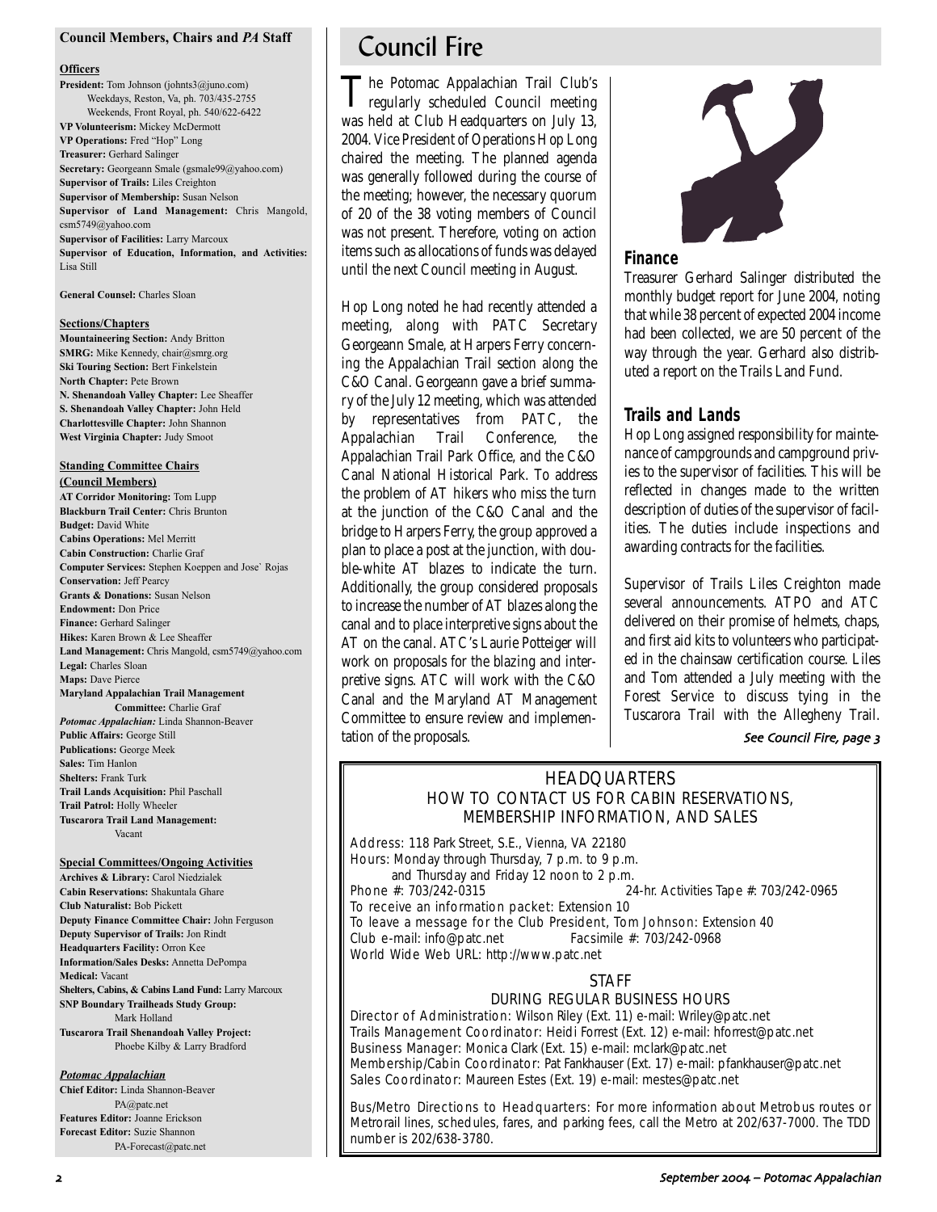## Council Members, Chairs and *PA* Staff

**Officers**

**President:** Tom Johnson (johnts3@juno.com)
Weekdays, Reston, Va, ph. 703/435-2755
Weekends, Front Royal, ph. 540/622-6422
**VP Volunteerism:** Mickey McDermott
**VP Operations:** Fred "Hop" Long
**Treasurer:** Gerhard Salinger
**Secretary:** Georgeann Smale (gsmale99@yahoo.com)
**Supervisor of Trails:** Liles Creighton
**Supervisor of Membership:** Susan Nelson
**Supervisor of Land Management:** Chris Mangold, csm5749@yahoo.com
**Supervisor of Facilities:** Larry Marcoux
**Supervisor of Education, Information, and Activities:** Lisa Still

**General Counsel:** Charles Sloan

**Sections/Chapters**

**Mountaineering Section:** Andy Britton
**SMRG:** Mike Kennedy, chair@smrg.org
**Ski Touring Section:** Bert Finkelstein
**North Chapter:** Pete Brown
**N. Shenandoah Valley Chapter:** Lee Sheaffer
**S. Shenandoah Valley Chapter:** John Held
**Charlottesville Chapter:** John Shannon
**West Virginia Chapter:** Judy Smoot

**Standing Committee Chairs (Council Members)**

**AT Corridor Monitoring:** Tom Lupp
**Blackburn Trail Center:** Chris Brunton
**Budget:** David White
**Cabins Operations:** Mel Merritt
**Cabin Construction:** Charlie Graf
**Computer Services:** Stephen Koeppen and Jose` Rojas
**Conservation:** Jeff Pearcy
**Grants & Donations:** Susan Nelson
**Endowment:** Don Price
**Finance:** Gerhard Salinger
**Hikes:** Karen Brown & Lee Sheaffer
**Land Management:** Chris Mangold, csm5749@yahoo.com
**Legal:** Charles Sloan
**Maps:** Dave Pierce
**Maryland Appalachian Trail Management Committee:** Charlie Graf
***Potomac Appalachian:*** Linda Shannon-Beaver
**Public Affairs:** George Still
**Publications:** George Meek
**Sales:** Tim Hanlon
**Shelters:** Frank Turk
**Trail Lands Acquisition:** Phil Paschall
**Trail Patrol:** Holly Wheeler
**Tuscarora Trail Land Management:** Vacant

**Special Committees/Ongoing Activities**

**Archives & Library:** Carol Niedzialek
**Cabin Reservations:** Shakuntala Ghare
**Club Naturalist:** Bob Pickett
**Deputy Finance Committee Chair:** John Ferguson
**Deputy Supervisor of Trails:** Jon Rindt
**Headquarters Facility:** Orron Kee
**Information/Sales Desks:** Annetta DePompa
**Medical:** Vacant
**Shelters, Cabins, & Cabins Land Fund:** Larry Marcoux
**SNP Boundary Trailheads Study Group:** Mark Holland
**Tuscarora Trail Shenandoah Valley Project:** Phoebe Kilby & Larry Bradford

***Potomac Appalachian***

**Chief Editor:** Linda Shannon-Beaver PA@patc.net
**Features Editor:** Joanne Erickson
**Forecast Editor:** Suzie Shannon PA-Forecast@patc.net

# Council Fire

The Potomac Appalachian Trail Club's regularly scheduled Council meeting was held at Club Headquarters on July 13, 2004. Vice President of Operations Hop Long chaired the meeting. The planned agenda was generally followed during the course of the meeting; however, the necessary quorum of 20 of the 38 voting members of Council was not present. Therefore, voting on action items such as allocations of funds was delayed until the next Council meeting in August.

Hop Long noted he had recently attended a meeting, along with PATC Secretary Georgeann Smale, at Harpers Ferry concerning the Appalachian Trail section along the C&O Canal. Georgeann gave a brief summary of the July 12 meeting, which was attended by representatives from PATC, the Appalachian Trail Conference, the Appalachian Trail Park Office, and the C&O Canal National Historical Park. To address the problem of AT hikers who miss the turn at the junction of the C&O Canal and the bridge to Harpers Ferry, the group approved a plan to place a post at the junction, with double-white AT blazes to indicate the turn. Additionally, the group considered proposals to increase the number of AT blazes along the canal and to place interpretive signs about the AT on the canal. ATC's Laurie Potteiger will work on proposals for the blazing and interpretive signs. ATC will work with the C&O Canal and the Maryland AT Management Committee to ensure review and implementation of the proposals.

### Finance

Treasurer Gerhard Salinger distributed the monthly budget report for June 2004, noting that while 38 percent of expected 2004 income had been collected, we are 50 percent of the way through the year. Gerhard also distributed a report on the Trails Land Fund.

### Trails and Lands

Hop Long assigned responsibility for maintenance of campgrounds and campground privies to the supervisor of facilities. This will be reflected in changes made to the written description of duties of the supervisor of facilities. The duties include inspections and awarding contracts for the facilities.

Supervisor of Trails Liles Creighton made several announcements. ATPO and ATC delivered on their promise of helmets, chaps, and first aid kits to volunteers who participated in the chainsaw certification course. Liles and Tom attended a July meeting with the Forest Service to discuss tying in the Tuscarora Trail with the Allegheny Trail.

*See Council Fire, page 3*

## HEADQUARTERS
### HOW TO CONTACT US FOR CABIN RESERVATIONS, MEMBERSHIP INFORMATION, AND SALES

Address: 118 Park Street, S.E., Vienna, VA 22180
Hours: Monday through Thursday, 7 p.m. to 9 p.m.
and Thursday and Friday 12 noon to 2 p.m.
Phone #: 703/242-0315 24-hr. Activities Tape #: 703/242-0965
To receive an information packet: Extension 10
To leave a message for the Club President, Tom Johnson: Extension 40
Club e-mail: info@patc.net Facsimile #: 703/242-0968
World Wide Web URL: http://www.patc.net

### STAFF
#### DURING REGULAR BUSINESS HOURS

Director of Administration: Wilson Riley (Ext. 11) e-mail: Wriley@patc.net
Trails Management Coordinator: Heidi Forrest (Ext. 12) e-mail: hforrest@patc.net
Business Manager: Monica Clark (Ext. 15) e-mail: mclark@patc.net
Membership/Cabin Coordinator: Pat Fankhauser (Ext. 17) e-mail: pfankhauser@patc.net
Sales Coordinator: Maureen Estes (Ext. 19) e-mail: mestes@patc.net

Bus/Metro Directions to Headquarters: For more information about Metrobus routes or Metrorail lines, schedules, fares, and parking fees, call the Metro at 202/637-7000. The TDD number is 202/638-3780.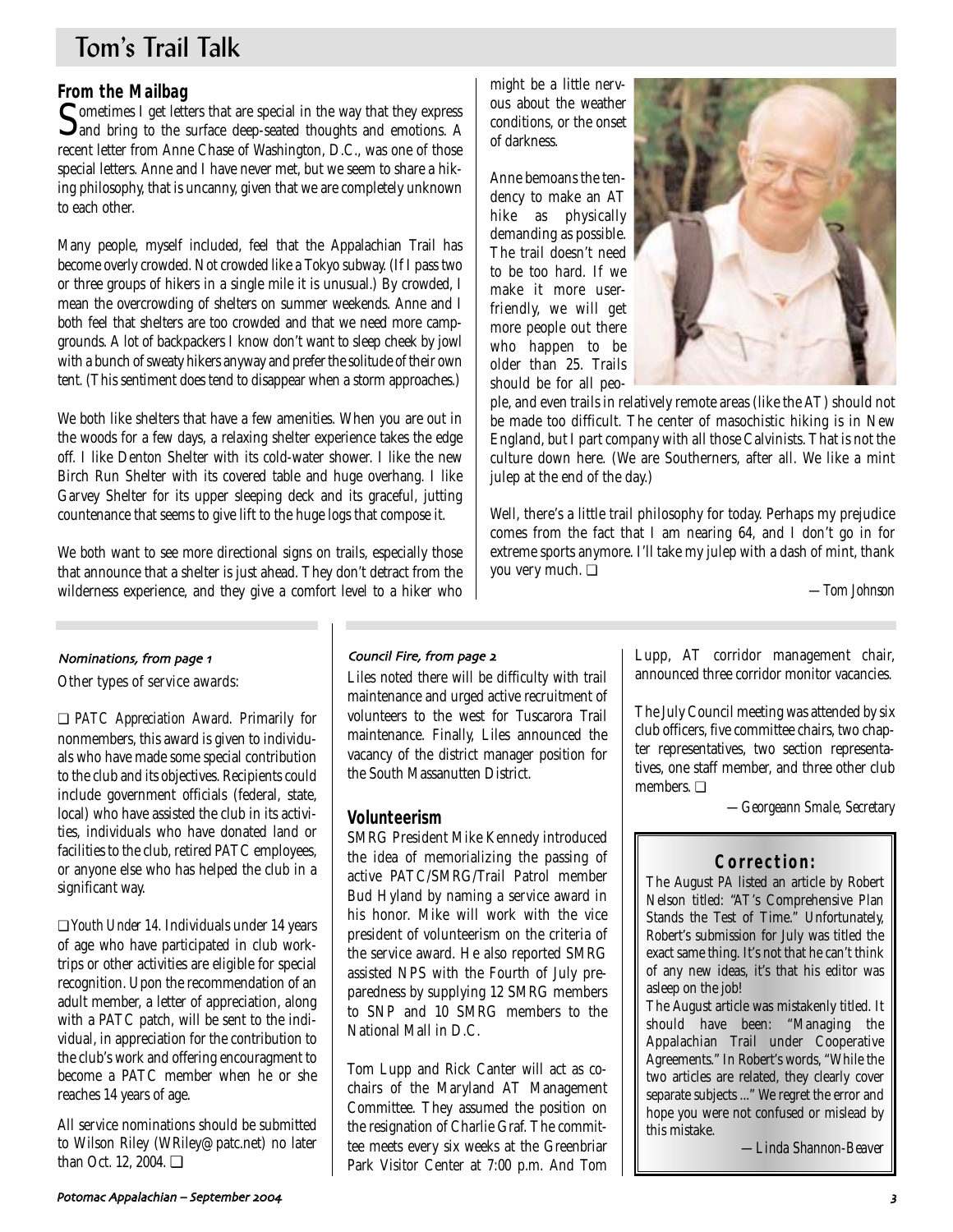# Tom's Trail Talk

### From the Mailbag

Sometimes I get letters that are special in the way that they express and bring to the surface deep-seated thoughts and emotions. A recent letter from Anne Chase of Washington, D.C., was one of those special letters. Anne and I have never met, but we seem to share a hiking philosophy, that is uncanny, given that we are completely unknown to each other.

Many people, myself included, feel that the Appalachian Trail has become overly crowded. Not crowded like a Tokyo subway. (If I pass two or three groups of hikers in a single mile it is unusual.) By crowded, I mean the overcrowding of shelters on summer weekends. Anne and I both feel that shelters are too crowded and that we need more campgrounds. A lot of backpackers I know don't want to sleep cheek by jowl with a bunch of sweaty hikers anyway and prefer the solitude of their own tent. (This sentiment does tend to disappear when a storm approaches.)

We both like shelters that have a few amenities. When you are out in the woods for a few days, a relaxing shelter experience takes the edge off. I like Denton Shelter with its cold-water shower. I like the new Birch Run Shelter with its covered table and huge overhang. I like Garvey Shelter for its upper sleeping deck and its graceful, jutting countenance that seems to give lift to the huge logs that compose it.

We both want to see more directional signs on trails, especially those that announce that a shelter is just ahead. They don't detract from the wilderness experience, and they give a comfort level to a hiker who might be a little nervous about the weather conditions, or the onset of darkness.

Anne bemoans the tendency to make an AT hike as physically demanding as possible. The trail doesn't need to be too hard. If we make it more user-friendly, we will get more people out there who happen to be older than 25. Trails should be for all people, and even trails in relatively remote areas (like the AT) should not be made too difficult. The center of masochistic hiking is in New England, but I part company with all those Calvinists. That is not the culture down here. (We are Southerners, after all. We like a mint julep at the end of the day.)

Well, there's a little trail philosophy for today. Perhaps my prejudice comes from the fact that I am nearing 64, and I don't go in for extreme sports anymore. I'll take my julep with a dash of mint, thank you very much. ❑

*—Tom Johnson*

---

*Nominations, from page 1*

Other types of service awards:

❑ *PATC Appreciation Award.* Primarily for nonmembers, this award is given to individuals who have made some special contribution to the club and its objectives. Recipients could include government officials (federal, state, local) who have assisted the club in its activities, individuals who have donated land or facilities to the club, retired PATC employees, or anyone else who has helped the club in a significant way.

❑ *Youth Under 14.* Individuals under 14 years of age who have participated in club worktrips or other activities are eligible for special recognition. Upon the recommendation of an adult member, a letter of appreciation, along with a PATC patch, will be sent to the individual, in appreciation for the contribution to the club's work and offering encouragment to become a PATC member when he or she reaches 14 years of age.

All service nominations should be submitted to Wilson Riley (WRiley@patc.net) no later than Oct. 12, 2004. ❑

---

*Council Fire, from page 2*

Liles noted there will be difficulty with trail maintenance and urged active recruitment of volunteers to the west for Tuscarora Trail maintenance. Finally, Liles announced the vacancy of the district manager position for the South Massanutten District.

### Volunteerism

SMRG President Mike Kennedy introduced the idea of memorializing the passing of active PATC/SMRG/Trail Patrol member Bud Hyland by naming a service award in his honor. Mike will work with the vice president of volunteerism on the criteria of the service award. He also reported SMRG assisted NPS with the Fourth of July preparedness by supplying 12 SMRG members to SNP and 10 SMRG members to the National Mall in D.C.

Tom Lupp and Rick Canter will act as co-chairs of the Maryland AT Management Committee. They assumed the position on the resignation of Charlie Graf. The committee meets every six weeks at the Greenbriar Park Visitor Center at 7:00 p.m. And Tom Lupp, AT corridor management chair, announced three corridor monitor vacancies.

The July Council meeting was attended by six club officers, five committee chairs, two chapter representatives, two section representatives, one staff member, and three other club members. ❑

*—Georgeann Smale, Secretary*

---

### Correction:

The August *PA* listed an article by Robert Nelson titled: "AT's Comprehensive Plan Stands the Test of Time." Unfortunately, Robert's submission for July was titled the exact same thing. It's not that he can't think of any new ideas, it's that his editor was asleep on the job!

The August article was mistakenly titled. It should have been: "Managing the Appalachian Trail under Cooperative Agreements." In Robert's words, "While the two articles are related, they clearly cover separate subjects ..." We regret the error and hope you were not confused or mislead by this mistake.

*—Linda Shannon-Beaver*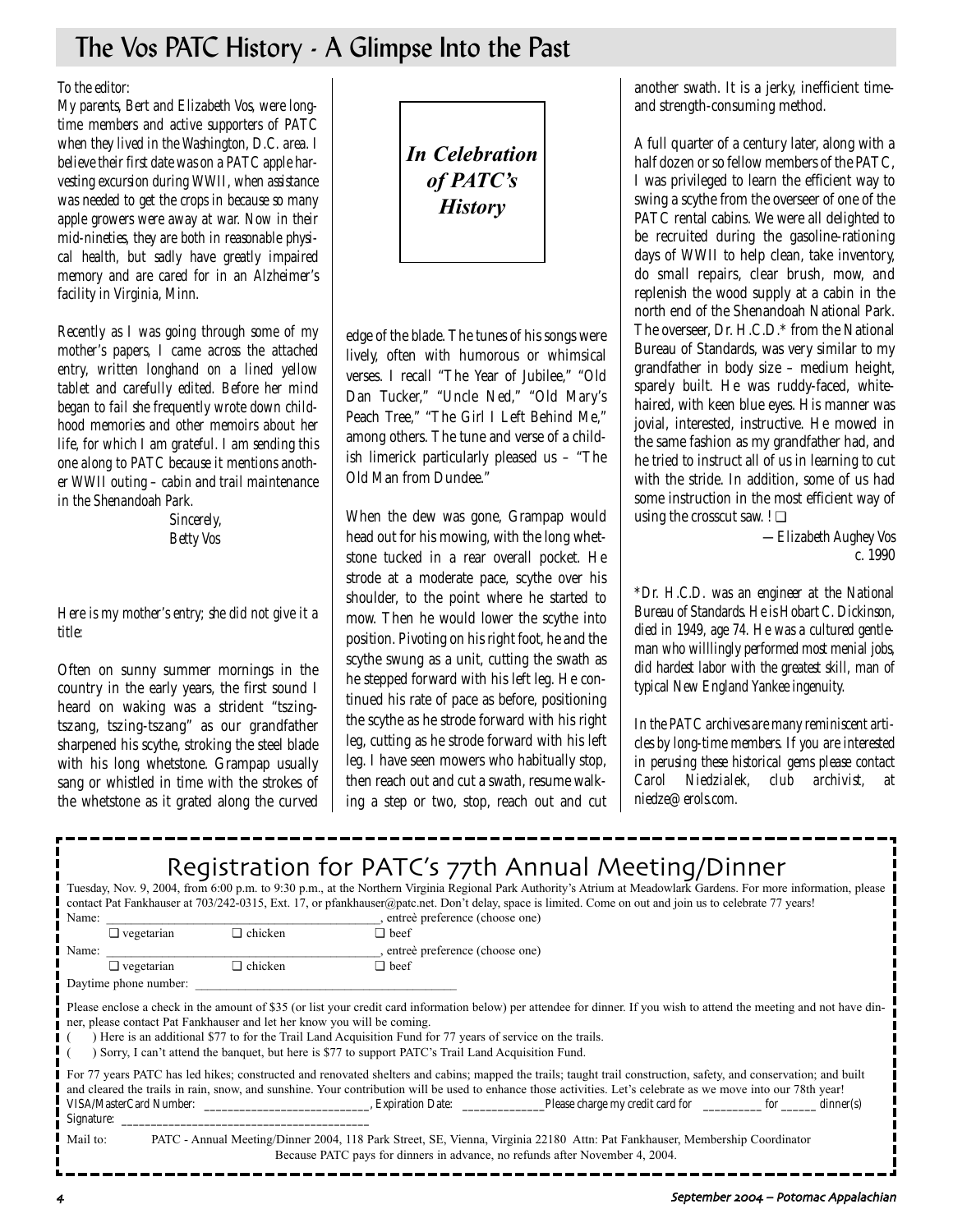# The Vos PATC History - A Glimpse Into the Past

*To the editor:*

*My parents, Bert and Elizabeth Vos, were longtime members and active supporters of PATC when they lived in the Washington, D.C. area. I believe their first date was on a PATC apple harvesting excursion during WWII, when assistance was needed to get the crops in because so many apple growers were away at war. Now in their mid-nineties, they are both in reasonable physical health, but sadly have greatly impaired memory and are cared for in an Alzheimer's facility in Virginia, Minn.*

*Recently as I was going through some of my mother's papers, I came across the attached entry, written longhand on a lined yellow tablet and carefully edited. Before her mind began to fail she frequently wrote down childhood memories and other memoirs about her life, for which I am grateful. I am sending this one along to PATC because it mentions another WWII outing – cabin and trail maintenance in the Shenandoah Park.*

*Sincerely,*
*Betty Vos*

*Here is my mother's entry; she did not give it a title:*

***In Celebration of PATC's History***

Often on sunny summer mornings in the country in the early years, the first sound I heard on waking was a strident "tszing-tszang, tszing-tszang" as our grandfather sharpened his scythe, stroking the steel blade with his long whetstone. Grampap usually sang or whistled in time with the strokes of the whetstone as it grated along the curved edge of the blade. The tunes of his songs were lively, often with humorous or whimsical verses. I recall "The Year of Jubilee," "Old Dan Tucker," "Uncle Ned," "Old Mary's Peach Tree," "The Girl I Left Behind Me," among others. The tune and verse of a childish limerick particularly pleased us – "The Old Man from Dundee."

When the dew was gone, Grampap would head out for his mowing, with the long whetstone tucked in a rear overall pocket. He strode at a moderate pace, scythe over his shoulder, to the point where he started to mow. Then he would lower the scythe into position. Pivoting on his right foot, he and the scythe swung as a unit, cutting the swath as he stepped forward with his left leg. He continued his rate of pace as before, positioning the scythe as he strode forward with his right leg, cutting as he strode forward with his left leg. I have seen mowers who habitually stop, then reach out and cut a swath, resume walking a step or two, stop, reach out and cut another swath. It is a jerky, inefficient time- and strength-consuming method.

A full quarter of a century later, along with a half dozen or so fellow members of the PATC, I was privileged to learn the efficient way to swing a scythe from the overseer of one of the PATC rental cabins. We were all delighted to be recruited during the gasoline-rationing days of WWII to help clean, take inventory, do small repairs, clear brush, mow, and replenish the wood supply at a cabin in the north end of the Shenandoah National Park. The overseer, Dr. H.C.D.* from the National Bureau of Standards, was very similar to my grandfather in body size – medium height, sparely built. He was ruddy-faced, white-haired, with keen blue eyes. His manner was jovial, interested, instructive. He mowed in the same fashion as my grandfather had, and he tried to instruct all of us in learning to cut with the stride. In addition, some of us had some instruction in the most efficient way of using the crosscut saw. ! ❑

*—Elizabeth Aughey Vos*
*c. 1990*

*\*Dr. H.C.D. was an engineer at the National Bureau of Standards. He is Hobart C. Dickinson, died in 1949, age 74. He was a cultured gentleman who willlingly performed most menial jobs, did hardest labor with the greatest skill, man of typical New England Yankee ingenuity.*

*In the PATC archives are many reminiscent articles by long-time members. If you are interested in perusing these historical gems please contact Carol Niedzialek, club archivist, at niedze@erols.com.*

## Registration for PATC's 77th Annual Meeting/Dinner

Tuesday, Nov. 9, 2004, from 6:00 p.m. to 9:30 p.m., at the Northern Virginia Regional Park Authority's Atrium at Meadowlark Gardens. For more information, please contact Pat Fankhauser at 703/242-0315, Ext. 17, or pfankhauser@patc.net. Don't delay, space is limited. Come on out and join us to celebrate 77 years!

Name: ______________________________, entreè preference (choose one)
❑ vegetarian ❑ chicken ❑ beef

Name: ______________________________, entreè preference (choose one)
❑ vegetarian ❑ chicken ❑ beef

Daytime phone number: ______________________________

Please enclose a check in the amount of $35 (or list your credit card information below) per attendee for dinner. If you wish to attend the meeting and not have dinner, please contact Pat Fankhauser and let her know you will be coming.

( ) Here is an additional $77 to for the Trail Land Acquisition Fund for 77 years of service on the trails.
( ) Sorry, I can't attend the banquet, but here is $77 to support PATC's Trail Land Acquisition Fund.

For 77 years PATC has led hikes; constructed and renovated shelters and cabins; mapped the trails; taught trail construction, safety, and conservation; and built and cleared the trails in rain, snow, and sunshine. Your contribution will be used to enhance those activities. Let's celebrate as we move into our 78th year!

VISA/MasterCard Number: ___________________________, Expiration Date: _____________Please charge my credit card for _________ for ______ dinner(s)

Signature: ______________________________________

Mail to: PATC - Annual Meeting/Dinner 2004, 118 Park Street, SE, Vienna, Virginia 22180 Attn: Pat Fankhauser, Membership Coordinator

Because PATC pays for dinners in advance, no refunds after November 4, 2004.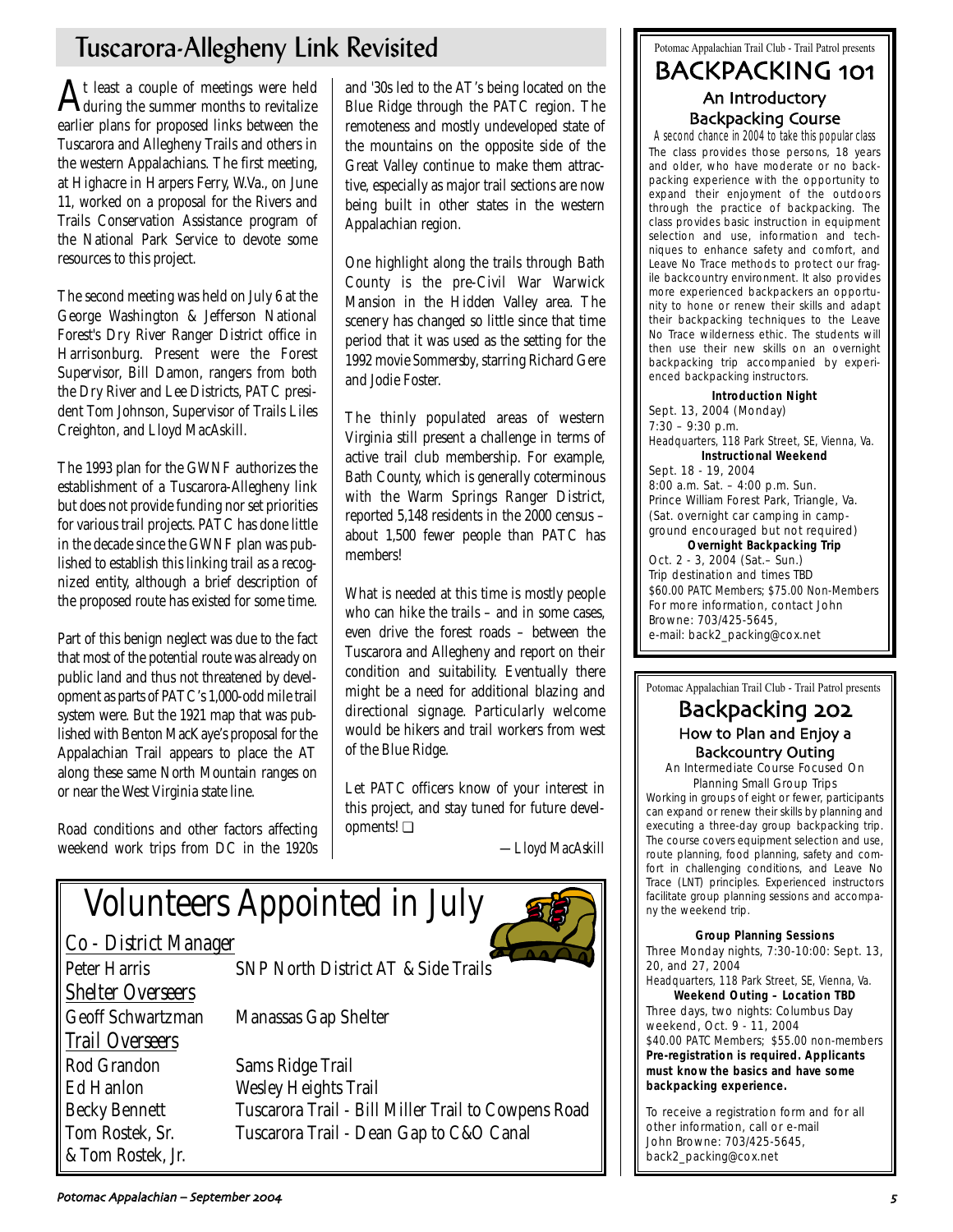# Tuscarora-Allegheny Link Revisited

At least a couple of meetings were held during the summer months to revitalize earlier plans for proposed links between the Tuscarora and Allegheny Trails and others in the western Appalachians. The first meeting, at Highacre in Harpers Ferry, W.Va., on June 11, worked on a proposal for the Rivers and Trails Conservation Assistance program of the National Park Service to devote some resources to this project.

The second meeting was held on July 6 at the George Washington & Jefferson National Forest's Dry River Ranger District office in Harrisonburg. Present were the Forest Supervisor, Bill Damon, rangers from both the Dry River and Lee Districts, PATC president Tom Johnson, Supervisor of Trails Liles Creighton, and Lloyd MacAskill.

The 1993 plan for the GWNF authorizes the establishment of a Tuscarora-Allegheny link but does not provide funding nor set priorities for various trail projects. PATC has done little in the decade since the GWNF plan was published to establish this linking trail as a recognized entity, although a brief description of the proposed route has existed for some time.

Part of this benign neglect was due to the fact that most of the potential route was already on public land and thus not threatened by development as parts of PATC's 1,000-odd mile trail system were. But the 1921 map that was published with Benton MacKaye's proposal for the Appalachian Trail appears to place the AT along these same North Mountain ranges on or near the West Virginia state line.

Road conditions and other factors affecting weekend work trips from DC in the 1920s and '30s led to the AT's being located on the Blue Ridge through the PATC region. The remoteness and mostly undeveloped state of the mountains on the opposite side of the Great Valley continue to make them attractive, especially as major trail sections are now being built in other states in the western Appalachian region.

One highlight along the trails through Bath County is the pre-Civil War Warwick Mansion in the Hidden Valley area. The scenery has changed so little since that time period that it was used as the setting for the 1992 movie *Sommersby*, starring Richard Gere and Jodie Foster.

The thinly populated areas of western Virginia still present a challenge in terms of active trail club membership. For example, Bath County, which is generally coterminous with the Warm Springs Ranger District, reported 5,148 residents in the 2000 census – about 1,500 fewer people than PATC has members!

What is needed at this time is mostly people who can hike the trails – and in some cases, even drive the forest roads – between the Tuscarora and Allegheny and report on their condition and suitability. Eventually there might be a need for additional blazing and directional signage. Particularly welcome would be hikers and trail workers from west of the Blue Ridge.

Let PATC officers know of your interest in this project, and stay tuned for future developments! ❑

*—Lloyd MacAskill*

# Volunteers Appointed in July

**Co - District Manager**

Peter Harris — SNP North District AT & Side Trails

**Shelter Overseers**

Geoff Schwartzman — Manassas Gap Shelter

**Trail Overseers**

Rod Grandon — Sams Ridge Trail

Ed Hanlon — Wesley Heights Trail

Becky Bennett — Tuscarora Trail - Bill Miller Trail to Cowpens Road

Tom Rostek, Sr. & Tom Rostek, Jr. — Tuscarora Trail - Dean Gap to C&O Canal

---

Potomac Appalachian Trail Club - Trail Patrol presents

# BACKPACKING 101

## An Introductory Backpacking Course

*A second chance in 2004 to take this popular class*

The class provides those persons, 18 years and older, who have moderate or no backpacking experience with the opportunity to expand their enjoyment of the outdoors through the practice of backpacking. The class provides basic instruction in equipment selection and use, information and techniques to enhance safety and comfort, and Leave No Trace methods to protect our fragile backcountry environment. It also provides more experienced backpackers an opportunity to hone or renew their skills and adapt their backpacking techniques to the Leave No Trace wilderness ethic. The students will then use their new skills on an overnight backpacking trip accompanied by experienced backpacking instructors.

**Introduction Night**
Sept. 13, 2004 (Monday)
7:30 – 9:30 p.m.
Headquarters, 118 Park Street, SE, Vienna, Va.

**Instructional Weekend**
Sept. 18 - 19, 2004
8:00 a.m. Sat. – 4:00 p.m. Sun.
Prince William Forest Park, Triangle, Va.
(Sat. overnight car camping in campground encouraged but not required)

**Overnight Backpacking Trip**
Oct. 2 - 3, 2004 (Sat.– Sun.)
Trip destination and times TBD
$60.00 PATC Members; $75.00 Non-Members
For more information, contact John Browne: 703/425-5645,
e-mail: back2_packing@cox.net

---

Potomac Appalachian Trail Club - Trail Patrol presents

# Backpacking 202

## How to Plan and Enjoy a Backcountry Outing

An Intermediate Course Focused On Planning Small Group Trips

Working in groups of eight or fewer, participants can expand or renew their skills by planning and executing a three-day group backpacking trip. The course covers equipment selection and use, route planning, food planning, safety and comfort in challenging conditions, and Leave No Trace (LNT) principles. Experienced instructors facilitate group planning sessions and accompany the weekend trip.

**Group Planning Sessions**
Three Monday nights, 7:30-10:00: Sept. 13, 20, and 27, 2004
Headquarters, 118 Park Street, SE, Vienna, Va.

**Weekend Outing – Location TBD**
Three days, two nights: Columbus Day weekend, Oct. 9 - 11, 2004
$40.00 PATC Members; $55.00 non-members

**Pre-registration is required. Applicants must know the basics and have some backpacking experience.**

To receive a registration form and for all other information, call or e-mail John Browne: 703/425-5645, back2_packing@cox.net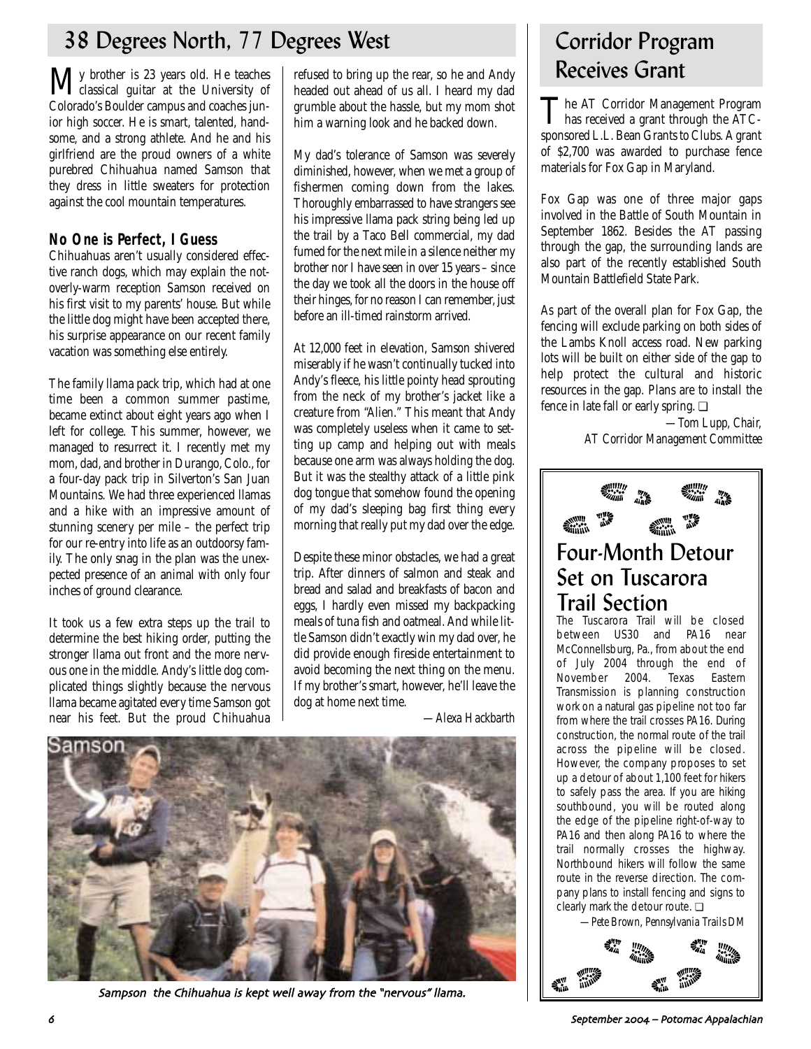# 38 Degrees North, 77 Degrees West

My brother is 23 years old. He teaches classical guitar at the University of Colorado's Boulder campus and coaches junior high soccer. He is smart, talented, handsome, and a strong athlete. And he and his girlfriend are the proud owners of a white purebred Chihuahua named Samson that they dress in little sweaters for protection against the cool mountain temperatures.

### No One is Perfect, I Guess

Chihuahuas aren't usually considered effective ranch dogs, which may explain the not-overly-warm reception Samson received on his first visit to my parents' house. But while the little dog might have been accepted there, his surprise appearance on our recent family vacation was something else entirely.

The family llama pack trip, which had at one time been a common summer pastime, became extinct about eight years ago when I left for college. This summer, however, we managed to resurrect it. I recently met my mom, dad, and brother in Durango, Colo., for a four-day pack trip in Silverton's San Juan Mountains. We had three experienced llamas and a hike with an impressive amount of stunning scenery per mile – the perfect trip for our re-entry into life as an outdoorsy family. The only snag in the plan was the unexpected presence of an animal with only four inches of ground clearance.

It took us a few extra steps up the trail to determine the best hiking order, putting the stronger llama out front and the more nervous one in the middle. Andy's little dog complicated things slightly because the nervous llama became agitated every time Samson got near his feet. But the proud Chihuahua refused to bring up the rear, so he and Andy headed out ahead of us all. I heard my dad grumble about the hassle, but my mom shot him a warning look and he backed down.

My dad's tolerance of Samson was severely diminished, however, when we met a group of fishermen coming down from the lakes. Thoroughly embarrassed to have strangers see his impressive llama pack string being led up the trail by a Taco Bell commercial, my dad fumed for the next mile in a silence neither my brother nor I have seen in over 15 years – since the day we took all the doors in the house off their hinges, for no reason I can remember, just before an ill-timed rainstorm arrived.

At 12,000 feet in elevation, Samson shivered miserably if he wasn't continually tucked into Andy's fleece, his little pointy head sprouting from the neck of my brother's jacket like a creature from "Alien." This meant that Andy was completely useless when it came to setting up camp and helping out with meals because one arm was always holding the dog. But it was the stealthy attack of a little pink dog tongue that somehow found the opening of my dad's sleeping bag first thing every morning that really put my dad over the edge.

Despite these minor obstacles, we had a great trip. After dinners of salmon and steak and bread and salad and breakfasts of bacon and eggs, I hardly even missed my backpacking meals of tuna fish and oatmeal. And while little Samson didn't exactly win my dad over, he did provide enough fireside entertainment to avoid becoming the next thing on the menu. If my brother's smart, however, he'll leave the dog at home next time.

*—Alexa Hackbarth*

Samson

Sampson the Chihuahua is kept well away from the "nervous" llama.

# Corridor Program Receives Grant

The AT Corridor Management Program has received a grant through the ATC-sponsored L.L. Bean Grants to Clubs. A grant of $2,700 was awarded to purchase fence materials for Fox Gap in Maryland.

Fox Gap was one of three major gaps involved in the Battle of South Mountain in September 1862. Besides the AT passing through the gap, the surrounding lands are also part of the recently established South Mountain Battlefield State Park.

As part of the overall plan for Fox Gap, the fencing will exclude parking on both sides of the Lambs Knoll access road. New parking lots will be built on either side of the gap to help protect the cultural and historic resources in the gap. Plans are to install the fence in late fall or early spring. ❑

*—Tom Lupp, Chair, AT Corridor Management Committee*

# Four-Month Detour Set on Tuscarora Trail Section

The Tuscarora Trail will be closed between US30 and PA16 near McConnellsburg, Pa., from about the end of July 2004 through the end of November 2004. Texas Eastern Transmission is planning construction work on a natural gas pipeline not too far from where the trail crosses PA16. During construction, the normal route of the trail across the pipeline will be closed. However, the company proposes to set up a detour of about 1,100 feet for hikers to safely pass the area. If you are hiking southbound, you will be routed along the edge of the pipeline right-of-way to PA16 and then along PA16 to where the trail normally crosses the highway. Northbound hikers will follow the same route in the reverse direction. The company plans to install fencing and signs to clearly mark the detour route. ❑

*—Pete Brown, Pennsylvania Trails DM*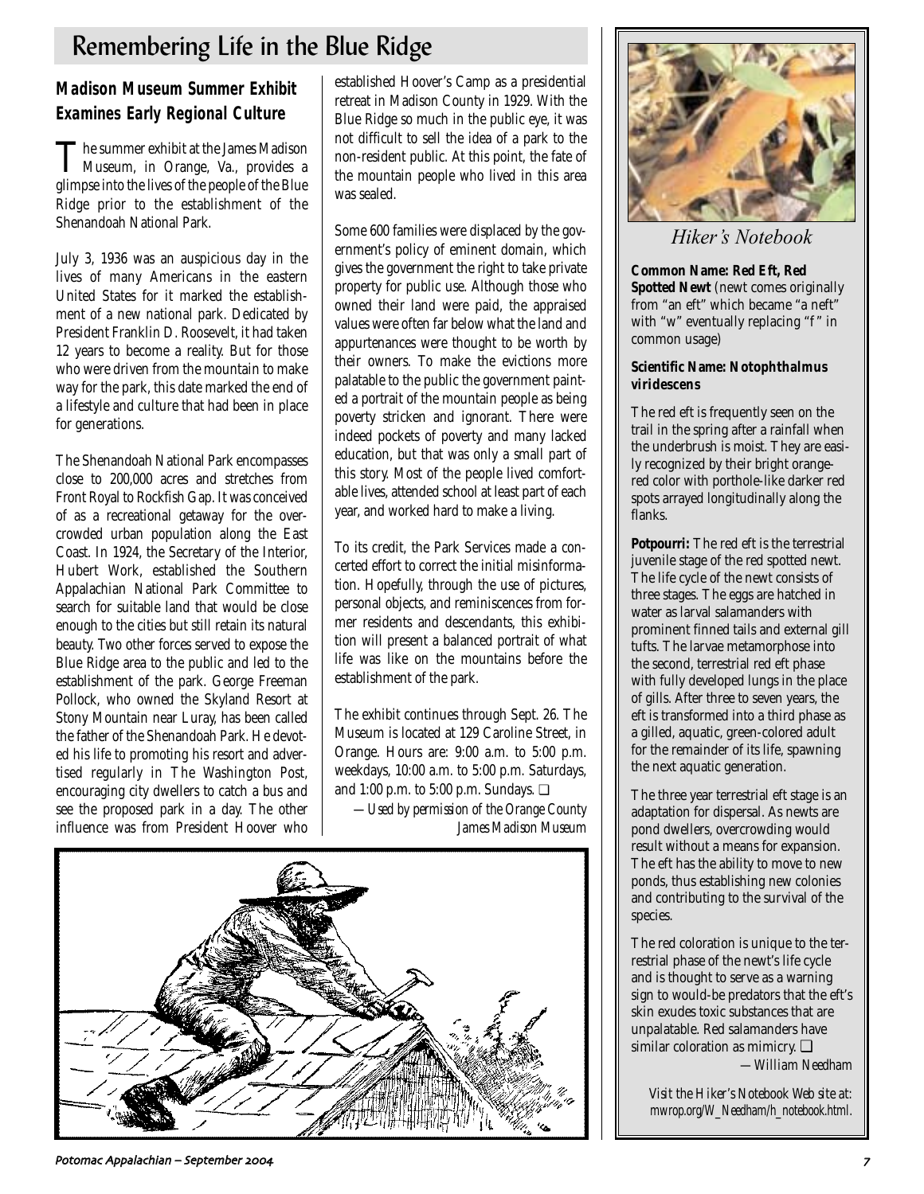# Remembering Life in the Blue Ridge

## Madison Museum Summer Exhibit Examines Early Regional Culture

The summer exhibit at the James Madison Museum, in Orange, Va., provides a glimpse into the lives of the people of the Blue Ridge prior to the establishment of the Shenandoah National Park.

July 3, 1936 was an auspicious day in the lives of many Americans in the eastern United States for it marked the establishment of a new national park. Dedicated by President Franklin D. Roosevelt, it had taken 12 years to become a reality. But for those who were driven from the mountain to make way for the park, this date marked the end of a lifestyle and culture that had been in place for generations.

The Shenandoah National Park encompasses close to 200,000 acres and stretches from Front Royal to Rockfish Gap. It was conceived of as a recreational getaway for the overcrowded urban population along the East Coast. In 1924, the Secretary of the Interior, Hubert Work, established the Southern Appalachian National Park Committee to search for suitable land that would be close enough to the cities but still retain its natural beauty. Two other forces served to expose the Blue Ridge area to the public and led to the establishment of the park. George Freeman Pollock, who owned the Skyland Resort at Stony Mountain near Luray, has been called the father of the Shenandoah Park. He devoted his life to promoting his resort and advertised regularly in The Washington Post, encouraging city dwellers to catch a bus and see the proposed park in a day. The other influence was from President Hoover who established Hoover's Camp as a presidential retreat in Madison County in 1929. With the Blue Ridge so much in the public eye, it was not difficult to sell the idea of a park to the non-resident public. At this point, the fate of the mountain people who lived in this area was sealed.

Some 600 families were displaced by the government's policy of eminent domain, which gives the government the right to take private property for public use. Although those who owned their land were paid, the appraised values were often far below what the land and appurtenances were thought to be worth by their owners. To make the evictions more palatable to the public the government painted a portrait of the mountain people as being poverty stricken and ignorant. There were indeed pockets of poverty and many lacked education, but that was only a small part of this story. Most of the people lived comfortable lives, attended school at least part of each year, and worked hard to make a living.

To its credit, the Park Services made a concerted effort to correct the initial misinformation. Hopefully, through the use of pictures, personal objects, and reminiscences from former residents and descendants, this exhibition will present a balanced portrait of what life was like on the mountains before the establishment of the park.

The exhibit continues through Sept. 26. The Museum is located at 129 Caroline Street, in Orange. Hours are: 9:00 a.m. to 5:00 p.m. weekdays, 10:00 a.m. to 5:00 p.m. Saturdays, and 1:00 p.m. to 5:00 p.m. Sundays. ❑

*—Used by permission of the Orange County James Madison Museum*

## *Hiker's Notebook*

**Common Name: Red Eft, Red Spotted Newt** (newt comes originally from "an eft" which became "a neft" with "w" eventually replacing "f" in common usage)

**Scientific Name: *Notophthalmus viridescens***

The red eft is frequently seen on the trail in the spring after a rainfall when the underbrush is moist. They are easily recognized by their bright orange-red color with porthole-like darker red spots arrayed longitudinally along the flanks.

**Potpourri:** The red eft is the terrestrial juvenile stage of the red spotted newt. The life cycle of the newt consists of three stages. The eggs are hatched in water as larval salamanders with prominent finned tails and external gill tufts. The larvae metamorphose into the second, terrestrial red eft phase with fully developed lungs in the place of gills. After three to seven years, the eft is transformed into a third phase as a gilled, aquatic, green-colored adult for the remainder of its life, spawning the next aquatic generation.

The three year terrestrial eft stage is an adaptation for dispersal. As newts are pond dwellers, overcrowding would result without a means for expansion. The eft has the ability to move to new ponds, thus establishing new colonies and contributing to the survival of the species.

The red coloration is unique to the terrestrial phase of the newt's life cycle and is thought to serve as a warning sign to would-be predators that the eft's skin exudes toxic substances that are unpalatable. Red salamanders have similar coloration as mimicry. ❑

*—William Needham*

*Visit the Hiker's Notebook Web site at: mwrop.org/W_Needham/h_notebook.html.*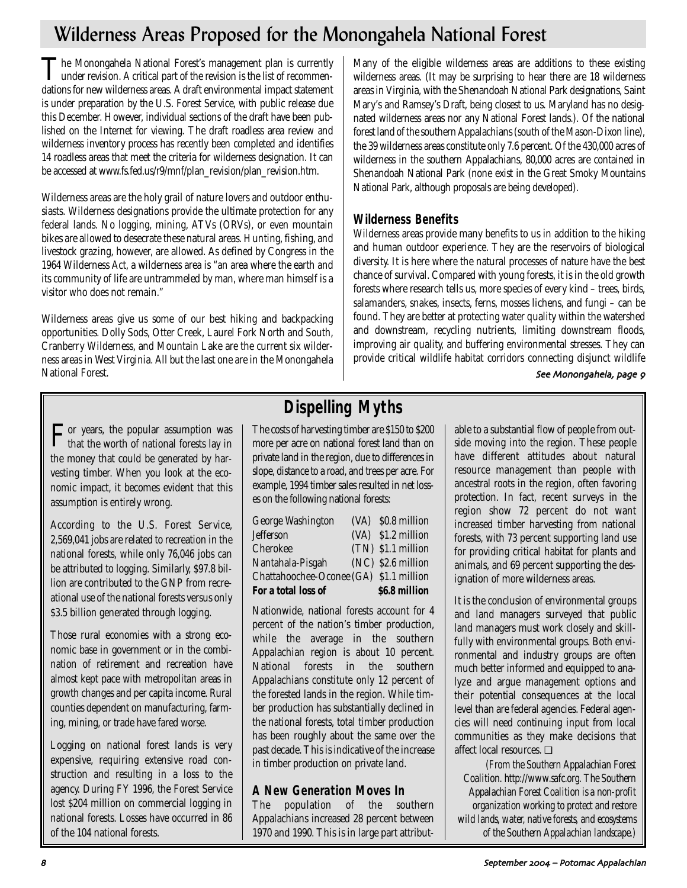# Wilderness Areas Proposed for the Monongahela National Forest

The Monongahela National Forest's management plan is currently under revision. A critical part of the revision is the list of recommendations for new wilderness areas. A draft environmental impact statement is under preparation by the U.S. Forest Service, with public release due this December. However, individual sections of the draft have been published on the Internet for viewing. The draft roadless area review and wilderness inventory process has recently been completed and identifies 14 roadless areas that meet the criteria for wilderness designation. It can be accessed at www.fs.fed.us/r9/mnf/plan_revision/plan_revision.htm.

Wilderness areas are the holy grail of nature lovers and outdoor enthusiasts. Wilderness designations provide the ultimate protection for any federal lands. No logging, mining, ATVs (ORVs), or even mountain bikes are allowed to desecrate these natural areas. Hunting, fishing, and livestock grazing, however, are allowed. As defined by Congress in the 1964 Wilderness Act, a wilderness area is "an area where the earth and its community of life are untrammeled by man, where man himself is a visitor who does not remain."

Wilderness areas give us some of our best hiking and backpacking opportunities. Dolly Sods, Otter Creek, Laurel Fork North and South, Cranberry Wilderness, and Mountain Lake are the current six wilderness areas in West Virginia. All but the last one are in the Monongahela National Forest.

Many of the eligible wilderness areas are additions to these existing wilderness areas. (It may be surprising to hear there are 18 wilderness areas in Virginia, with the Shenandoah National Park designations, Saint Mary's and Ramsey's Draft, being closest to us. Maryland has no designated wilderness areas nor any National Forest lands.). Of the national forest land of the southern Appalachians (south of the Mason-Dixon line), the 39 wilderness areas constitute only 7.6 percent. Of the 430,000 acres of wilderness in the southern Appalachians, 80,000 acres are contained in Shenandoah National Park (none exist in the Great Smoky Mountains National Park, although proposals are being developed).

### Wilderness Benefits

Wilderness areas provide many benefits to us in addition to the hiking and human outdoor experience. They are the reservoirs of biological diversity. It is here where the natural processes of nature have the best chance of survival. Compared with young forests, it is in the old growth forests where research tells us, more species of every kind – trees, birds, salamanders, snakes, insects, ferns, mosses lichens, and fungi – can be found. They are better at protecting water quality within the watershed and downstream, recycling nutrients, limiting downstream floods, improving air quality, and buffering environmental stresses. They can provide critical wildlife habitat corridors connecting disjunct wildlife

*See Monongahela, page 9*

## Dispelling Myths

For years, the popular assumption was that the worth of national forests lay in the money that could be generated by harvesting timber. When you look at the economic impact, it becomes evident that this assumption is entirely wrong.

According to the U.S. Forest Service, 2,569,041 jobs are related to recreation in the national forests, while only 76,046 jobs can be attributed to logging. Similarly, $97.8 billion are contributed to the GNP from recreational use of the national forests versus only $3.5 billion generated through logging.

Those rural economies with a strong economic base in government or in the combination of retirement and recreation have almost kept pace with metropolitan areas in growth changes and per capita income. Rural counties dependent on manufacturing, farming, mining, or trade have fared worse.

Logging on national forest lands is very expensive, requiring extensive road construction and resulting in a loss to the agency. During FY 1996, the Forest Service lost $204 million on commercial logging in national forests. Losses have occurred in 86 of the 104 national forests.

The costs of harvesting timber are $150 to $200 more per acre on national forest land than on private land in the region, due to differences in slope, distance to a road, and trees per acre. For example, 1994 timber sales resulted in net losses on the following national forests:

| | | |
|---|---|---|
| George Washington | (VA) | $0.8 million |
| Jefferson | (VA) | $1.2 million |
| Cherokee | (TN) | $1.1 million |
| Nantahala-Pisgah | (NC) | $2.6 million |
| Chattahoochee-Oconee | (GA) | $1.1 million |
| **For a total loss of** | | **$6.8 million** |

Nationwide, national forests account for 4 percent of the nation's timber production, while the average in the southern Appalachian region is about 10 percent. National forests in the southern Appalachians constitute only 12 percent of the forested lands in the region. While timber production has substantially declined in the national forests, total timber production has been roughly about the same over the past decade. This is indicative of the increase in timber production on private land.

### A New Generation Moves In

The population of the southern Appalachians increased 28 percent between 1970 and 1990. This is in large part attributable to a substantial flow of people from outside moving into the region. These people have different attitudes about natural resource management than people with ancestral roots in the region, often favoring protection. In fact, recent surveys in the region show 72 percent do not want increased timber harvesting from national forests, with 73 percent supporting land use for providing critical habitat for plants and animals, and 69 percent supporting the designation of more wilderness areas.

It is the conclusion of environmental groups and land managers surveyed that public land managers must work closely and skillfully with environmental groups. Both environmental and industry groups are often much better informed and equipped to analyze and argue management options and their potential consequences at the local level than are federal agencies. Federal agencies will need continuing input from local communities as they make decisions that affect local resources. ❑

*(From the Southern Appalachian Forest Coalition. http://www.safc.org. The Southern Appalachian Forest Coalition is a non-profit organization working to protect and restore wild lands, water, native forests, and ecosystems of the Southern Appalachian landscape.)*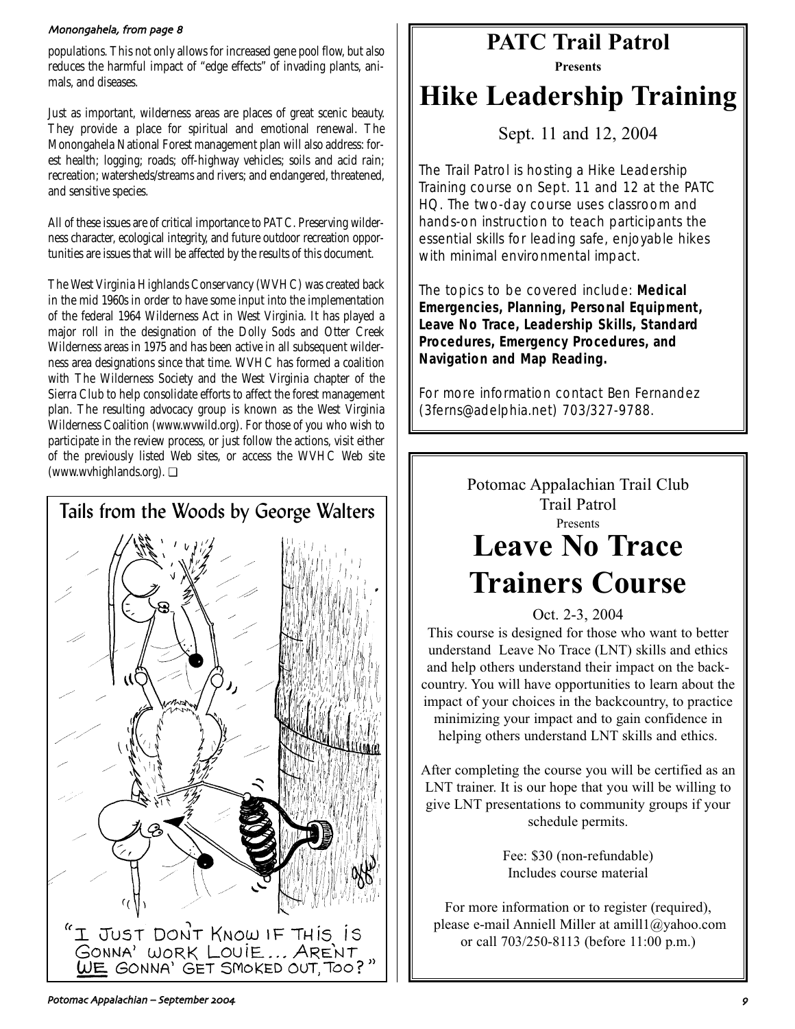*Monongahela, from page 8*

populations. This not only allows for increased gene pool flow, but also reduces the harmful impact of "edge effects" of invading plants, animals, and diseases.

Just as important, wilderness areas are places of great scenic beauty. They provide a place for spiritual and emotional renewal. The Monongahela National Forest management plan will also address: forest health; logging; roads; off-highway vehicles; soils and acid rain; recreation; watersheds/streams and rivers; and endangered, threatened, and sensitive species.

All of these issues are of critical importance to PATC. Preserving wilderness character, ecological integrity, and future outdoor recreation opportunities are issues that will be affected by the results of this document.

The West Virginia Highlands Conservancy (WVHC) was created back in the mid 1960s in order to have some input into the implementation of the federal 1964 Wilderness Act in West Virginia. It has played a major roll in the designation of the Dolly Sods and Otter Creek Wilderness areas in 1975 and has been active in all subsequent wilderness area designations since that time. WVHC has formed a coalition with The Wilderness Society and the West Virginia chapter of the Sierra Club to help consolidate efforts to affect the forest management plan. The resulting advocacy group is known as the West Virginia Wilderness Coalition (www.wvwild.org). For those of you who wish to participate in the review process, or just follow the actions, visit either of the previously listed Web sites, or access the WVHC Web site (www.wvhighlands.org). ❑

Tails from the Woods by George Walters

"I JUST DON'T KNOW IF THIS IS GONNA' WORK LOUIE... AREN'T WE GONNA' GET SMOKED OUT, TOO?"

## PATC Trail Patrol

**Presents**

# Hike Leadership Training

Sept. 11 and 12, 2004

The Trail Patrol is hosting a Hike Leadership Training course on Sept. 11 and 12 at the PATC HQ. The two-day course uses classroom and hands-on instruction to teach participants the essential skills for leading safe, enjoyable hikes with minimal environmental impact.

The topics to be covered include: **Medical Emergencies, Planning, Personal Equipment, Leave No Trace, Leadership Skills, Standard Procedures, Emergency Procedures, and Navigation and Map Reading.**

For more information contact Ben Fernandez (3ferns@adelphia.net) 703/327-9788.

Potomac Appalachian Trail Club
Trail Patrol
Presents

# Leave No Trace Trainers Course

Oct. 2-3, 2004

This course is designed for those who want to better understand Leave No Trace (LNT) skills and ethics and help others understand their impact on the backcountry. You will have opportunities to learn about the impact of your choices in the backcountry, to practice minimizing your impact and to gain confidence in helping others understand LNT skills and ethics.

After completing the course you will be certified as an LNT trainer. It is our hope that you will be willing to give LNT presentations to community groups if your schedule permits.

Fee: $30 (non-refundable)
Includes course material

For more information or to register (required), please e-mail Anniell Miller at amill1@yahoo.com or call 703/250-8113 (before 11:00 p.m.)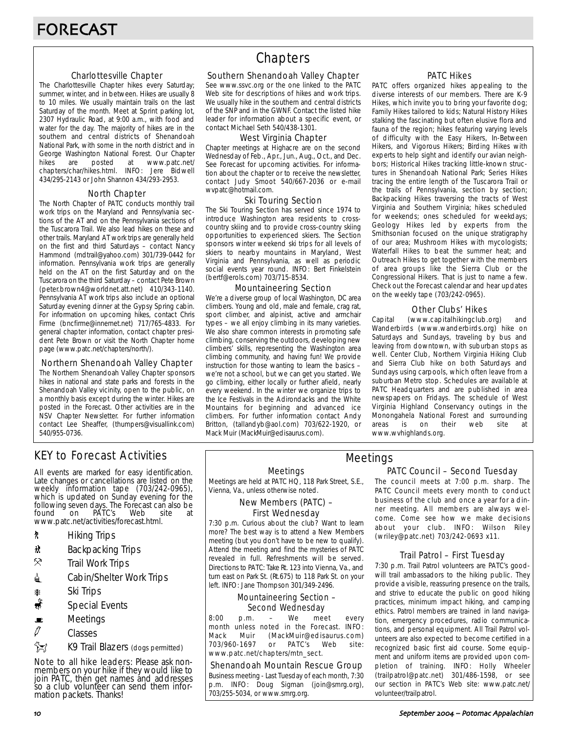# FORECAST

## Chapters

### Charlottesville Chapter

The Charlottesville Chapter hikes every Saturday; summer, winter, and in between. Hikes are usually 8 to 10 miles. We usually maintain trails on the last Saturday of the month. Meet at Sprint parking lot, 2307 Hydraulic Road, at 9:00 a.m., with food and water for the day. The majority of hikes are in the southern and central districts of Shenandoah National Park, with some in the north district and in George Washington National Forest. Our Chapter hikes are posted at www.patc.net/chapters/char/hikes.html. INFO: Jere Bidwell 434/295-2143 or John Shannon 434/293-2953.

### North Chapter

The North Chapter of PATC conducts monthly trail work trips on the Maryland and Pennsylvania sections of the AT and on the Pennsylvania sections of the Tuscarora Trail. We also lead hikes on these and other trails. Maryland AT work trips are generally held on the first and third Saturdays – contact Nancy Hammond (mdtrail@yahoo.com) 301/739-0442 for information. Pennsylvania work trips are generally held on the AT on the first Saturday and on the Tuscarora on the third Saturday – contact Pete Brown (peter.brown4@worldnet.att.net) 410/343-1140. Pennsylvania AT work trips also include an optional Saturday evening dinner at the Gypsy Spring cabin. For information on upcoming hikes, contact Chris Firme (bncfirme@innernet.net) 717/765-4833. For general chapter information, contact chapter president Pete Brown or visit the North Chapter home page (www.patc.net/chapters/north/).

### Northern Shenandoah Valley Chapter

The Northern Shenandoah Valley Chapter sponsors hikes in national and state parks and forests in the Shenandoah Valley vicinity, open to the public, on a monthly basis except during the winter. Hikes are posted in the Forecast. Other activities are in the NSV Chapter Newsletter. For further information contact Lee Sheaffer, (thumpers@visuallink.com) 540/955-0736.

### Southern Shenandoah Valley Chapter

See www.ssvc.org or the one linked to the PATC Web site for descriptions of hikes and work trips. We usually hike in the southern and central districts of the SNP and in the GWNF. Contact the listed hike leader for information about a specific event, or contact Michael Seth 540/438-1301.

### West Virginia Chapter

Chapter meetings at Highacre are on the second Wednesday of Feb., Apr., Jun., Aug., Oct., and Dec. See Forecast for upcoming activities. For information about the chapter or to receive the newsletter, contact Judy Smoot 540/667-2036 or e-mail wvpatc@hotmail.com.

### Ski Touring Section

The Ski Touring Section has served since 1974 to introduce Washington area residents to cross-country skiing and to provide cross-country skiing opportunities to experienced skiers. The Section sponsors winter weekend ski trips for all levels of skiers to nearby mountains in Maryland, West Virginia and Pennsylvania, as well as periodic social events year round. INFO: Bert Finkelstein (bertf@erols.com) 703/715-8534.

### Mountaineering Section

We're a diverse group of local Washington, DC area climbers. Young and old, male and female, crag rat, sport climber, and alpinist, active and armchair types – we all enjoy climbing in its many varieties. We also share common interests in promoting safe climbing, conserving the outdoors, developing new climbers' skills, representing the Washington area climbing community, and having fun! We provide instruction for those wanting to learn the basics – we're not a school, but we can get you started. We go climbing, either locally or further afield, nearly every weekend. In the winter we organize trips to the Ice Festivals in the Adirondacks and the White Mountains for beginning and advanced ice climbers. For further information contact Andy Britton, (tallandyb@aol.com) 703/622-1920, or Mack Muir (MackMuir@edisaurus.com).

### PATC Hikes

PATC offers organized hikes appealing to the diverse interests of our members. There are K-9 Hikes, which invite you to bring your favorite dog; Family Hikes tailored to kids; Natural History Hikes stalking the fascinating but often elusive flora and fauna of the region; hikes featuring varying levels of difficulty with the Easy Hikers, In-Between Hikers, and Vigorous Hikers; Birding Hikes with experts to help sight and identify our avian neighbors; Historical Hikes tracking little-known structures in Shenandoah National Park; Series Hikes tracing the entire length of the Tuscarora Trail or the trails of Pennsylvania, section by section; Backpacking Hikes traversing the tracts of West Virginia and Southern Virginia; hikes scheduled for weekends; ones scheduled for weekdays; Geology Hikes led by experts from the Smithsonian focused on the unique stratigraphy of our area; Mushroom Hikes with mycologists; Waterfall Hikes to beat the summer heat; and Outreach Hikes to get together with the members of area groups like the Sierra Club or the Congressional Hikers. That is just to name a few. Check out the Forecast calendar and hear updates on the weekly tape (703/242-0965).

### Other Clubs' Hikes

Capital (www.capitalhikingclub.org) and Wanderbirds (www.wanderbirds.org) hike on Saturdays and Sundays, traveling by bus and leaving from downtown, with suburban stops as well. Center Club, Northern Virginia Hiking Club and Sierra Club hike on both Saturdays and Sundays using carpools, which often leave from a suburban Metro stop. Schedules are available at PATC Headquarters and are published in area newspapers on Fridays. The schedule of West Virginia Highland Conservancy outings in the Monongahela National Forest and surrounding areas is on their web site at www.wvhighlands.org.

## KEY to Forecast Activities

All events are marked for easy identification. Late changes or cancellations are listed on the weekly information tape (703/242-0965), which is updated on Sunday evening for the following seven days. The Forecast can also be found on PATC's Web site at www.patc.net/activities/forecast.html.

- Hiking Trips
- Backpacking Trips
- Trail Work Trips
- Cabin/Shelter Work Trips
- Ski Trips
- Special Events
- Meetings
- Classes
- K9 Trail Blazers (dogs permitted)

Note to all hike leaders: Please ask non-members on your hike if they would like to join PATC, then get names and addresses so a club volunteer can send them information packets. Thanks!

## Meetings

### Meetings

Meetings are held at PATC HQ, 118 Park Street, S.E., Vienna, Va., unless otherwise noted.

### New Members (PATC) – First Wednesday

7:30 p.m. Curious about the club? Want to learn more? The best way is to attend a New Members meeting (but you don't have to be new to qualify). Attend the meeting and find the mysteries of PATC revealed in full. Refreshments will be served. Directions to PATC: Take Rt. 123 into Vienna, Va., and turn east on Park St. (Rt.675) to 118 Park St. on your left. INFO: Jane Thompson 301/349-2496.

### Mountaineering Section – Second Wednesday

8:00 p.m. – We meet every month unless noted in the Forecast. INFO: Mack Muir (MackMuir@edisaurus.com) 703/960-1697 or PATC's Web site: www.patc.net/chapters/mtn_sect.

### Shenandoah Mountain Rescue Group

Business meeting - Last Tuesday of each month, 7:30 p.m. INFO: Doug Sigman (join@smrg.org), 703/255-5034, or www.smrg.org.

### PATC Council – Second Tuesday

The council meets at 7:00 p.m. sharp. The PATC Council meets every month to conduct business of the club and once a year for a dinner meeting. All members are always welcome. Come see how we make decisions about your club. INFO: Wilson Riley (wriley@patc.net) 703/242-0693 x11.

### Trail Patrol – First Tuesday

7:30 p.m. Trail Patrol volunteers are PATC's goodwill trail ambassadors to the hiking public. They provide a visible, reassuring presence on the trails, and strive to educate the public on good hiking practices, minimum impact hiking, and camping ethics. Patrol members are trained in land navigation, emergency procedures, radio communications, and personal equipment. All Trail Patrol volunteers are also expected to become certified in a recognized basic first aid course. Some equipment and uniform items are provided upon completion of training. INFO: Holly Wheeler (trailpatrol@patc.net) 301/486-1598, or see our section in PATC's Web site: www.patc.net/volunteer/trailpatrol.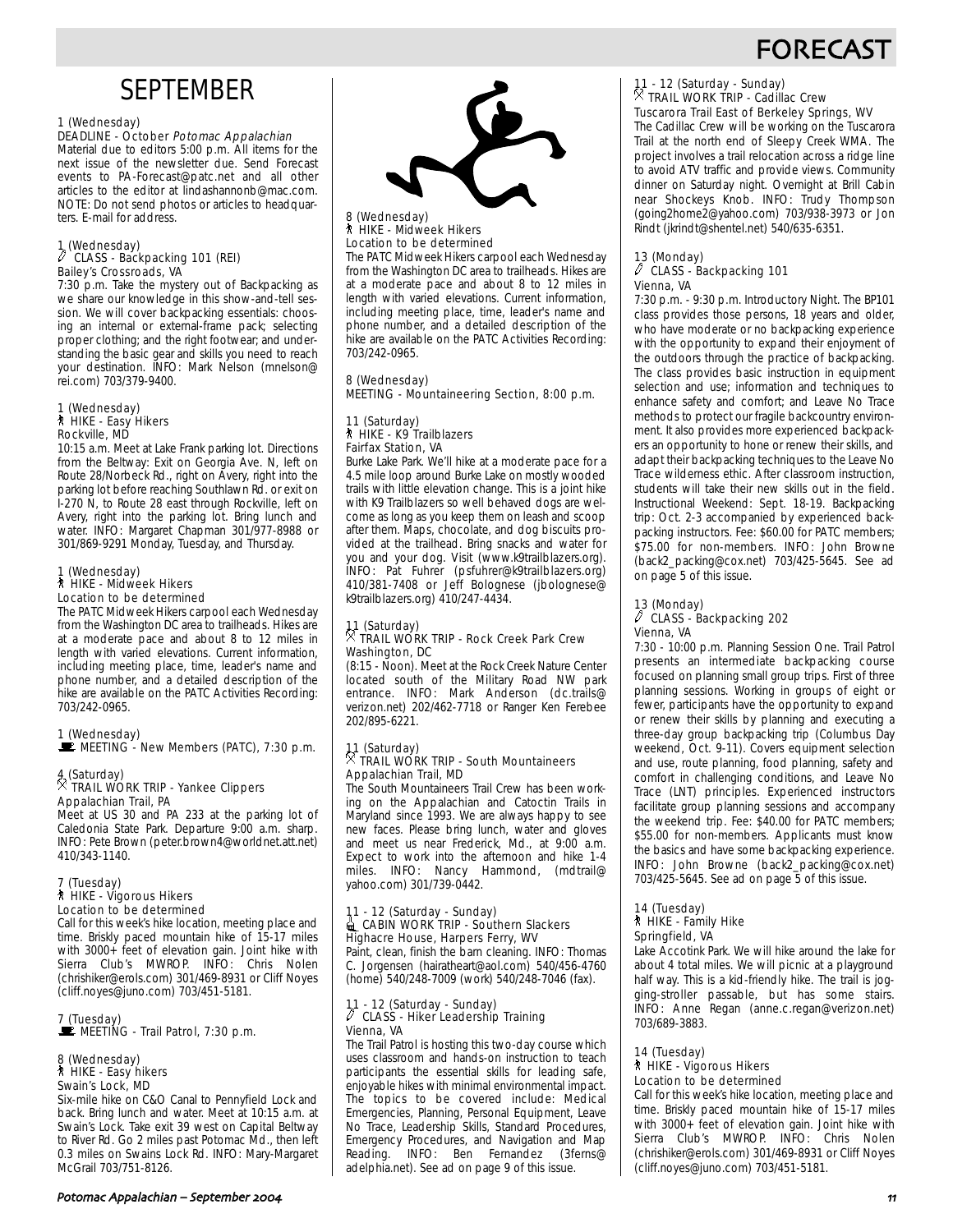# FORECAST

## SEPTEMBER

1 (Wednesday)
DEADLINE - October *Potomac Appalachian*
Material due to editors 5:00 p.m. All items for the next issue of the newsletter due. Send Forecast events to PA-Forecast@patc.net and all other articles to the editor at lindashannonb@mac.com. NOTE: Do not send photos or articles to headquarters. E-mail for address.

1 (Wednesday)
CLASS - Backpacking 101 (REI)
Bailey's Crossroads, VA
7:30 p.m. Take the mystery out of Backpacking as we share our knowledge in this show-and-tell session. We will cover backpacking essentials: choosing an internal or external-frame pack; selecting proper clothing; and the right footwear; and understanding the basic gear and skills you need to reach your destination. INFO: Mark Nelson (mnelson@rei.com) 703/379-9400.

1 (Wednesday)
HIKE - Easy Hikers
Rockville, MD
10:15 a.m. Meet at Lake Frank parking lot. Directions from the Beltway: Exit on Georgia Ave. N, left on Route 28/Norbeck Rd., right on Avery, right into the parking lot before reaching Southlawn Rd. or exit on I-270 N, to Route 28 east through Rockville, left on Avery, right into the parking lot. Bring lunch and water. INFO: Margaret Chapman 301/977-8988 or 301/869-9291 Monday, Tuesday, and Thursday.

1 (Wednesday)
HIKE - Midweek Hikers
Location to be determined
The PATC Midweek Hikers carpool each Wednesday from the Washington DC area to trailheads. Hikes are at a moderate pace and about 8 to 12 miles in length with varied elevations. Current information, including meeting place, time, leader's name and phone number, and a detailed description of the hike are available on the PATC Activities Recording: 703/242-0965.

1 (Wednesday)
MEETING - New Members (PATC), 7:30 p.m.

4 (Saturday)
TRAIL WORK TRIP - Yankee Clippers
Appalachian Trail, PA
Meet at US 30 and PA 233 at the parking lot of Caledonia State Park. Departure 9:00 a.m. sharp. INFO: Pete Brown (peter.brown4@worldnet.att.net) 410/343-1140.

7 (Tuesday)
HIKE - Vigorous Hikers
Location to be determined
Call for this week's hike location, meeting place and time. Briskly paced mountain hike of 15-17 miles with 3000+ feet of elevation gain. Joint hike with Sierra Club's MWROP. INFO: Chris Nolen (chrishiker@erols.com) 301/469-8931 or Cliff Noyes (cliff.noyes@juno.com) 703/451-5181.

7 (Tuesday)
MEETING - Trail Patrol, 7:30 p.m.

8 (Wednesday)
HIKE - Easy hikers
Swain's Lock, MD
Six-mile hike on C&O Canal to Pennyfield Lock and back. Bring lunch and water. Meet at 10:15 a.m. at Swain's Lock. Take exit 39 west on Capital Beltway to River Rd. Go 2 miles past Potomac Md., then left 0.3 miles on Swains Lock Rd. INFO: Mary-Margaret McGrail 703/751-8126.

8 (Wednesday)
HIKE - Midweek Hikers
Location to be determined
The PATC Midweek Hikers carpool each Wednesday from the Washington DC area to trailheads. Hikes are at a moderate pace and about 8 to 12 miles in length with varied elevations. Current information, including meeting place, time, leader's name and phone number, and a detailed description of the hike are available on the PATC Activities Recording: 703/242-0965.

8 (Wednesday)
MEETING - Mountaineering Section, 8:00 p.m.

11 (Saturday)
HIKE - K9 Trailblazers
Fairfax Station, VA
Burke Lake Park. We'll hike at a moderate pace for a 4.5 mile loop around Burke Lake on mostly wooded trails with little elevation change. This is a joint hike with K9 Trailblazers so well behaved dogs are welcome as long as you keep them on leash and scoop after them. Maps, chocolate, and dog biscuits provided at the trailhead. Bring snacks and water for you and your dog. Visit (www.k9trailblazers.org). INFO: Pat Fuhrer (psfuhrer@k9trailblazers.org) 410/381-7408 or Jeff Bolognese (jbolognese@k9trailblazers.org) 410/247-4434.

11 (Saturday)
TRAIL WORK TRIP - Rock Creek Park Crew
Washington, DC
(8:15 - Noon). Meet at the Rock Creek Nature Center located south of the Military Road NW park entrance. INFO: Mark Anderson (dc.trails@verizon.net) 202/462-7718 or Ranger Ken Ferebee 202/895-6221.

11 (Saturday)
TRAIL WORK TRIP - South Mountaineers
Appalachian Trail, MD
The South Mountaineers Trail Crew has been working on the Appalachian and Catoctin Trails in Maryland since 1993. We are always happy to see new faces. Please bring lunch, water and gloves and meet us near Frederick, Md., at 9:00 a.m. Expect to work into the afternoon and hike 1-4 miles. INFO: Nancy Hammond, (mdtrail@yahoo.com) 301/739-0442.

11 - 12 (Saturday - Sunday)
CABIN WORK TRIP - Southern Slackers
Highacre House, Harpers Ferry, WV
Paint, clean, finish the barn cleaning. INFO: Thomas C. Jorgensen (hairatheart@aol.com) 540/456-4760 (home) 540/248-7009 (work) 540/248-7046 (fax).

11 - 12 (Saturday - Sunday)
CLASS - Hiker Leadership Training
Vienna, VA
The Trail Patrol is hosting this two-day course which uses classroom and hands-on instruction to teach participants the essential skills for leading safe, enjoyable hikes with minimal environmental impact. The topics to be covered include: Medical Emergencies, Planning, Personal Equipment, Leave No Trace, Leadership Skills, Standard Procedures, Emergency Procedures, and Navigation and Map Reading. INFO: Ben Fernandez (3ferns@adelphia.net). See ad on page 9 of this issue.

11 - 12 (Saturday - Sunday)
TRAIL WORK TRIP - Cadillac Crew
Tuscarora Trail East of Berkeley Springs, WV
The Cadillac Crew will be working on the Tuscarora Trail at the north end of Sleepy Creek WMA. The project involves a trail relocation across a ridge line to avoid ATV traffic and provide views. Community dinner on Saturday night. Overnight at Brill Cabin near Shockeys Knob. INFO: Trudy Thompson (going2home2@yahoo.com) 703/938-3973 or Jon Rindt (jkrindt@shentel.net) 540/635-6351.

13 (Monday)
CLASS - Backpacking 101
Vienna, VA
7:30 p.m. - 9:30 p.m. Introductory Night. The BP101 class provides those persons, 18 years and older, who have moderate or no backpacking experience with the opportunity to expand their enjoyment of the outdoors through the practice of backpacking. The class provides basic instruction in equipment selection and use; information and techniques to enhance safety and comfort; and Leave No Trace methods to protect our fragile backcountry environment. It also provides more experienced backpackers an opportunity to hone or renew their skills, and adapt their backpacking techniques to the Leave No Trace wilderness ethic. After classroom instruction, students will take their new skills out in the field. Instructional Weekend: Sept. 18-19. Backpacking trip: Oct. 2-3 accompanied by experienced backpacking instructors. Fee: $60.00 for PATC members; $75.00 for non-members. INFO: John Browne (back2_packing@cox.net) 703/425-5645. See ad on page 5 of this issue.

13 (Monday)
CLASS - Backpacking 202
Vienna, VA
7:30 - 10:00 p.m. Planning Session One. Trail Patrol presents an intermediate backpacking course focused on planning small group trips. First of three planning sessions. Working in groups of eight or fewer, participants have the opportunity to expand or renew their skills by planning and executing a three-day group backpacking trip (Columbus Day weekend, Oct. 9-11). Covers equipment selection and use, route planning, food planning, safety and comfort in challenging conditions, and Leave No Trace (LNT) principles. Experienced instructors facilitate group planning sessions and accompany the weekend trip. Fee: $40.00 for PATC members; $55.00 for non-members. Applicants must know the basics and have some backpacking experience. INFO: John Browne (back2_packing@cox.net) 703/425-5645. See ad on page 5 of this issue.

14 (Tuesday)
HIKE - Family Hike
Springfield, VA
Lake Accotink Park. We will hike around the lake for about 4 total miles. We will picnic at a playground half way. This is a kid-friendly hike. The trail is jogging-stroller passable, but has some stairs. INFO: Anne Regan (anne.c.regan@verizon.net) 703/689-3883.

14 (Tuesday)
HIKE - Vigorous Hikers
Location to be determined
Call for this week's hike location, meeting place and time. Briskly paced mountain hike of 15-17 miles with 3000+ feet of elevation gain. Joint hike with Sierra Club's MWROP. INFO: Chris Nolen (chrishiker@erols.com) 301/469-8931 or Cliff Noyes (cliff.noyes@juno.com) 703/451-5181.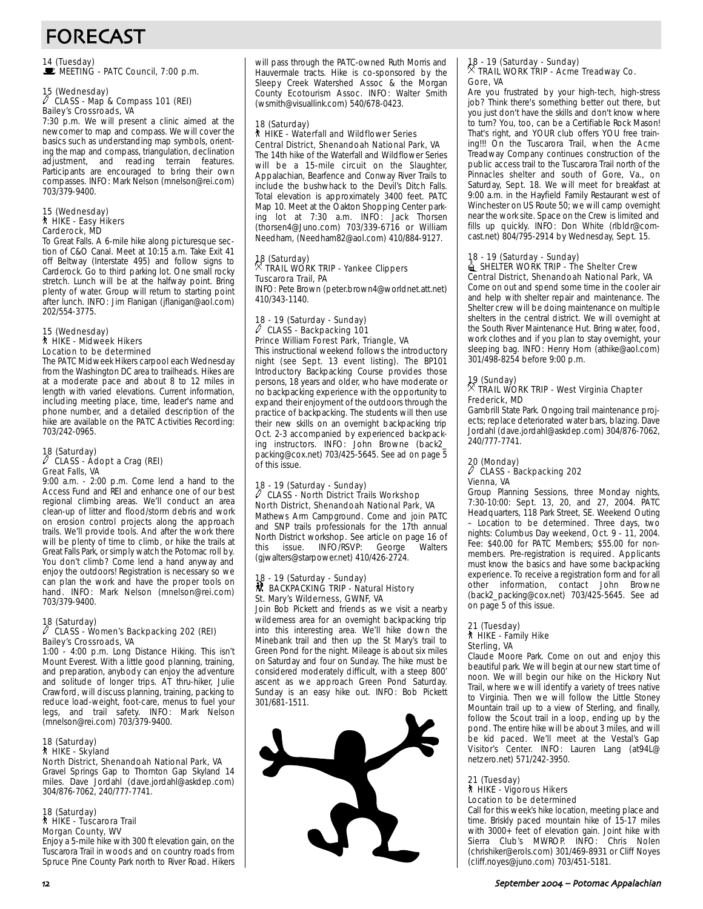# FORECAST

14 (Tuesday)
MEETING - PATC Council, 7:00 p.m.

15 (Wednesday)
CLASS - Map & Compass 101 (REI)
Bailey's Crossroads, VA
7:30 p.m. We will present a clinic aimed at the newcomer to map and compass. We will cover the basics such as understanding map symbols, orienting the map and compass, triangulation, declination adjustment, and reading terrain features. Participants are encouraged to bring their own compasses. INFO: Mark Nelson (mnelson@rei.com) 703/379-9400.

15 (Wednesday)
HIKE - Easy Hikers
Carderock, MD
To Great Falls. A 6-mile hike along picturesque section of C&O Canal. Meet at 10:15 a.m. Take Exit 41 off Beltway (Interstate 495) and follow signs to Carderock. Go to third parking lot. One small rocky stretch. Lunch will be at the halfway point. Bring plenty of water. Group will return to starting point after lunch. INFO: Jim Flanigan (jflanigan@aol.com) 202/554-3775.

15 (Wednesday)
HIKE - Midweek Hikers
Location to be determined
The PATC Midweek Hikers carpool each Wednesday from the Washington DC area to trailheads. Hikes are at a moderate pace and about 8 to 12 miles in length with varied elevations. Current information, including meeting place, time, leader's name and phone number, and a detailed description of the hike are available on the PATC Activities Recording: 703/242-0965.

18 (Saturday)
CLASS - Adopt a Crag (REI)
Great Falls, VA
9:00 a.m. - 2:00 p.m. Come lend a hand to the Access Fund and REI and enhance one of our best regional climbing areas. We'll conduct an area clean-up of litter and flood/storm debris and work on erosion control projects along the approach trails. We'll provide tools. And after the work there will be plenty of time to climb, or hike the trails at Great Falls Park, or simply watch the Potomac roll by. You don't climb? Come lend a hand anyway and enjoy the outdoors! Registration is necessary so we can plan the work and have the proper tools on hand. INFO: Mark Nelson (mnelson@rei.com) 703/379-9400.

18 (Saturday)
CLASS - Women's Backpacking 202 (REI)
Bailey's Crossroads, VA
1:00 - 4:00 p.m. Long Distance Hiking. This isn't Mount Everest. With a little good planning, training, and preparation, anybody can enjoy the adventure and solitude of longer trips. AT thru-hiker, Julie Crawford, will discuss planning, training, packing to reduce load-weight, foot-care, menus to fuel your legs, and trail safety. INFO: Mark Nelson (mnelson@rei.com) 703/379-9400.

18 (Saturday)
HIKE - Skyland
North District, Shenandoah National Park, VA
Gravel Springs Gap to Thornton Gap Skyland 14 miles. Dave Jordahl (dave.jordahl@askdep.com) 304/876-7062, 240/777-7741.

18 (Saturday)
HIKE - Tuscarora Trail
Morgan County, WV
Enjoy a 5-mile hike with 300 ft elevation gain, on the Tuscarora Trail in woods and on country roads from Spruce Pine County Park north to River Road. Hikers will pass through the PATC-owned Ruth Morris and Hauvermale tracts. Hike is co-sponsored by the Sleepy Creek Watershed Assoc & the Morgan County Ecotourism Assoc. INFO: Walter Smith (wsmith@visuallink.com) 540/678-0423.

18 (Saturday)
HIKE - Waterfall and Wildflower Series
Central District, Shenandoah National Park, VA
The 14th hike of the Waterfall and Wildflower Series will be a 15-mile circuit on the Slaughter, Appalachian, Bearfence and Conway River Trails to include the bushwhack to the Devil's Ditch Falls. Total elevation is approximately 3400 feet. PATC Map 10. Meet at the Oakton Shopping Center parking lot at 7:30 a.m. INFO: Jack Thorsen (thorsen4@Juno.com) 703/339-6716 or William Needham, (Needham82@aol.com) 410/884-9127.

18 (Saturday)
TRAIL WORK TRIP - Yankee Clippers
Tuscarora Trail, PA
INFO: Pete Brown (peter.brown4@worldnet.att.net) 410/343-1140.

18 - 19 (Saturday - Sunday)
CLASS - Backpacking 101
Prince William Forest Park, Triangle, VA
This instructional weekend follows the introductory night (see Sept. 13 event listing). The BP101 Introductory Backpacking Course provides those persons, 18 years and older, who have moderate or no backpacking experience with the opportunity to expand their enjoyment of the outdoors through the practice of backpacking. The students will then use their new skills on an overnight backpacking trip Oct. 2-3 accompanied by experienced backpacking instructors. INFO: John Browne (back2_packing@cox.net) 703/425-5645. See ad on page 5 of this issue.

18 - 19 (Saturday - Sunday)
CLASS - North District Trails Workshop
North District, Shenandoah National Park, VA
Mathews Arm Campground. Come and join PATC and SNP trails professionals for the 17th annual North District workshop. See article on page 16 of this issue. INFO/RSVP: George Walters (gjwalters@starpower.net) 410/426-2724.

18 - 19 (Saturday - Sunday)
BACKPACKING TRIP - Natural History
St. Mary's Wilderness, GWNF, VA
Join Bob Pickett and friends as we visit a nearby wilderness area for an overnight backpacking trip into this interesting area. We'll hike down the Minebank trail and then up the St Mary's trail to Green Pond for the night. Mileage is about six miles on Saturday and four on Sunday. The hike must be considered moderately difficult, with a steep 800' ascent as we approach Green Pond Saturday. Sunday is an easy hike out. INFO: Bob Pickett 301/681-1511.

18 - 19 (Saturday - Sunday)
TRAIL WORK TRIP - Acme Treadway Co.
Gore, VA
Are you frustrated by your high-tech, high-stress job? Think there's something better out there, but you just don't have the skills and don't know where to turn? You, too, can be a Certifiable Rock Mason! That's right, and YOUR club offers YOU free training!!! On the Tuscarora Trail, when the Acme Treadway Company continues construction of the public access trail to the Tuscarora Trail north of the Pinnacles shelter and south of Gore, Va., on Saturday, Sept. 18. We will meet for breakfast at 9:00 a.m. in the Hayfield Family Restaurant west of Winchester on US Route 50; we will camp overnight near the work site. Space on the Crew is limited and fills up quickly. INFO: Don White (rlbldr@comcast.net) 804/795-2914 by Wednesday, Sept. 15.

18 - 19 (Saturday - Sunday)
SHELTER WORK TRIP - The Shelter Crew
Central District, Shenandoah National Park, VA
Come on out and spend some time in the cooler air and help with shelter repair and maintenance. The Shelter crew will be doing maintenance on multiple shelters in the central district. We will overnight at the South River Maintenance Hut. Bring water, food, work clothes and if you plan to stay overnight, your sleeping bag. INFO: Henry Horn (athike@aol.com) 301/498-8254 before 9:00 p.m.

19 (Sunday)
TRAIL WORK TRIP - West Virginia Chapter
Frederick, MD
Gambrill State Park. Ongoing trail maintenance projects; replace deteriorated water bars, blazing. Dave Jordahl (dave.jordahl@askdep.com) 304/876-7062, 240/777-7741.

20 (Monday)
CLASS - Backpacking 202
Vienna, VA
Group Planning Sessions, three Monday nights, 7:30-10:00: Sept. 13, 20, and 27, 2004. PATC Headquarters, 118 Park Street, SE. Weekend Outing – Location to be determined. Three days, two nights: Columbus Day weekend, Oct. 9 - 11, 2004. Fee: $40.00 for PATC Members; $55.00 for non-members. Pre-registration is required. Applicants must know the basics and have some backpacking experience. To receive a registration form and for all other information, contact John Browne (back2_packing@cox.net) 703/425-5645. See ad on page 5 of this issue.

21 (Tuesday)
HIKE - Family Hike
Sterling, VA
Claude Moore Park. Come on out and enjoy this beautiful park. We will begin at our new start time of noon. We will begin our hike on the Hickory Nut Trail, where we will identify a variety of trees native to Virginia. Then we will follow the Little Stoney Mountain trail up to a view of Sterling, and finally, follow the Scout trail in a loop, ending up by the pond. The entire hike will be about 3 miles, and will be kid paced. We'll meet at the Vestal's Gap Visitor's Center. INFO: Lauren Lang (at94L@netzero.net) 571/242-3950.

21 (Tuesday)
HIKE - Vigorous Hikers
Location to be determined
Call for this week's hike location, meeting place and time. Briskly paced mountain hike of 15-17 miles with 3000+ feet of elevation gain. Joint hike with Sierra Club's MWROP. INFO: Chris Nolen (chrishiker@erols.com) 301/469-8931 or Cliff Noyes (cliff.noyes@juno.com) 703/451-5181.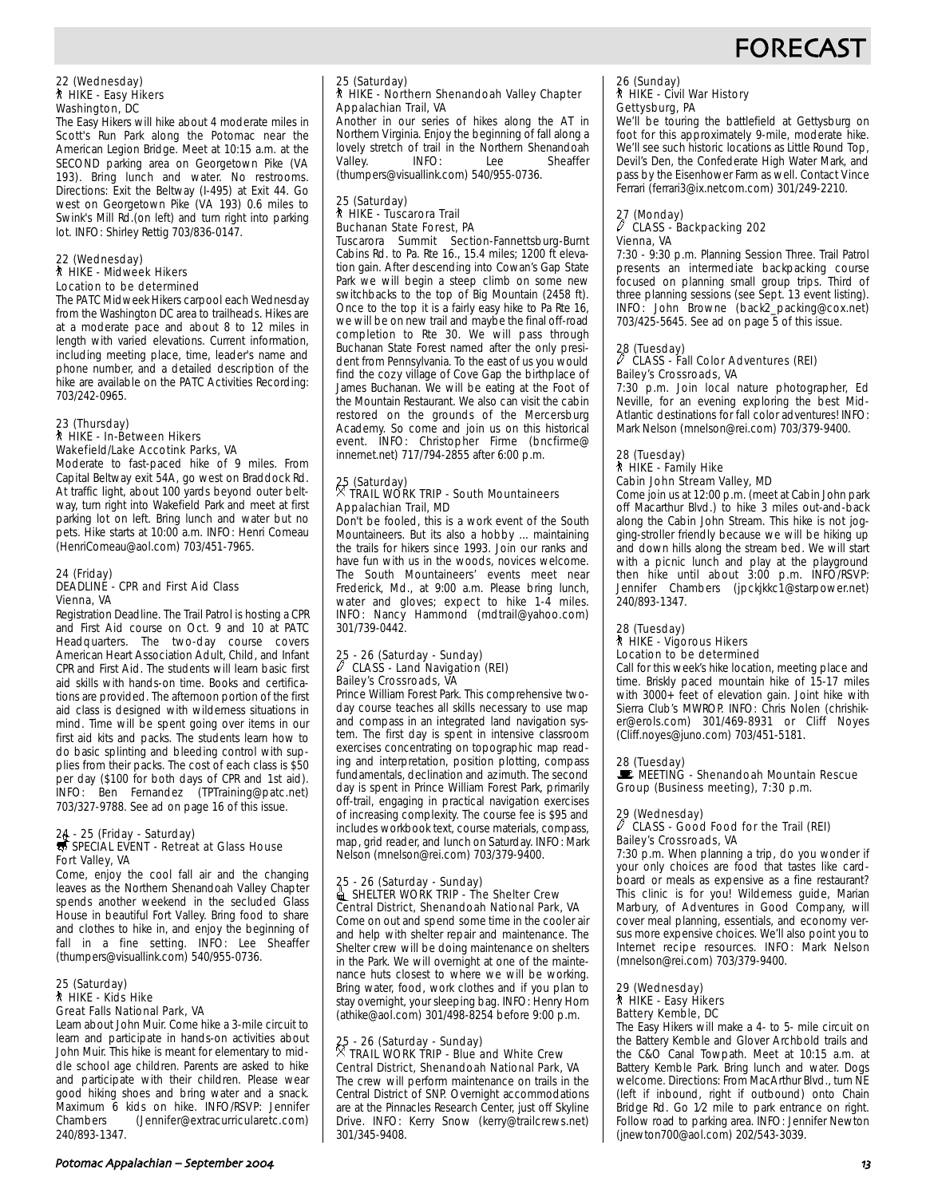# FORECAST

22 (Wednesday)
HIKE - Easy Hikers
Washington, DC

The Easy Hikers will hike about 4 moderate miles in Scott's Run Park along the Potomac near the American Legion Bridge. Meet at 10:15 a.m. at the SECOND parking area on Georgetown Pike (VA 193). Bring lunch and water. No restrooms. Directions: Exit the Beltway (I-495) at Exit 44. Go west on Georgetown Pike (VA 193) 0.6 miles to Swink's Mill Rd.(on left) and turn right into parking lot. INFO: Shirley Rettig 703/836-0147.

22 (Wednesday)
HIKE - Midweek Hikers
Location to be determined

The PATC Midweek Hikers carpool each Wednesday from the Washington DC area to trailheads. Hikes are at a moderate pace and about 8 to 12 miles in length with varied elevations. Current information, including meeting place, time, leader's name and phone number, and a detailed description of the hike are available on the PATC Activities Recording: 703/242-0965.

23 (Thursday)
HIKE - In-Between Hikers
Wakefield/Lake Accotink Parks, VA

Moderate to fast-paced hike of 9 miles. From Capital Beltway exit 54A, go west on Braddock Rd. At traffic light, about 100 yards beyond outer beltway, turn right into Wakefield Park and meet at first parking lot on left. Bring lunch and water but no pets. Hike starts at 10:00 a.m. INFO: Henri Comeau (HenriComeau@aol.com) 703/451-7965.

24 (Friday)
DEADLINE - CPR and First Aid Class
Vienna, VA

Registration Deadline. The Trail Patrol is hosting a CPR and First Aid course on Oct. 9 and 10 at PATC Headquarters. The two-day course covers American Heart Association Adult, Child, and Infant CPR and First Aid. The students will learn basic first aid skills with hands-on time. Books and certifications are provided. The afternoon portion of the first aid class is designed with wilderness situations in mind. Time will be spent going over items in our first aid kits and packs. The students learn how to do basic splinting and bleeding control with supplies from their packs. The cost of each class is $50 per day ($100 for both days of CPR and 1st aid). INFO: Ben Fernandez (TPTraining@patc.net) 703/327-9788. See ad on page 16 of this issue.

24 - 25 (Friday - Saturday)
SPECIAL EVENT - Retreat at Glass House
Fort Valley, VA

Come, enjoy the cool fall air and the changing leaves as the Northern Shenandoah Valley Chapter spends another weekend in the secluded Glass House in beautiful Fort Valley. Bring food to share and clothes to hike in, and enjoy the beginning of fall in a fine setting. INFO: Lee Sheaffer (thumpers@visuallink.com) 540/955-0736.

25 (Saturday)
HIKE - Kids Hike
Great Falls National Park, VA

Learn about John Muir. Come hike a 3-mile circuit to learn and participate in hands-on activities about John Muir. This hike is meant for elementary to middle school age children. Parents are asked to hike and participate with their children. Please wear good hiking shoes and bring water and a snack. Maximum 6 kids on hike. INFO/RSVP: Jennifer Chambers (Jennifer@extracurricularetc.com) 240/893-1347.

25 (Saturday)
HIKE - Northern Shenandoah Valley Chapter
Appalachian Trail, VA

Another in our series of hikes along the AT in Northern Virginia. Enjoy the beginning of fall along a lovely stretch of trail in the Northern Shenandoah Valley. INFO: Lee Sheaffer (thumpers@visuallink.com) 540/955-0736.

25 (Saturday)
HIKE - Tuscarora Trail
Buchanan State Forest, PA

Tuscarora Summit Section-Fannettsburg-Burnt Cabins Rd. to Pa. Rte 16., 15.4 miles; 1200 ft elevation gain. After descending into Cowan's Gap State Park we will begin a steep climb on some new switchbacks to the top of Big Mountain (2458 ft). Once to the top it is a fairly easy hike to Pa Rte 16, we will be on new trail and maybe the final off-road completion to Rte 30. We will pass through Buchanan State Forest named after the only president from Pennsylvania. To the east of us you would find the cozy village of Cove Gap the birthplace of James Buchanan. We will be eating at the Foot of the Mountain Restaurant. We also can visit the cabin restored on the grounds of the Mercersburg Academy. So come and join us on this historical event. INFO: Christopher Firme (bncfirme@innernet.net) 717/794-2855 after 6:00 p.m.

25 (Saturday)
TRAIL WORK TRIP - South Mountaineers
Appalachian Trail, MD

Don't be fooled, this is a work event of the South Mountaineers. But its also a hobby ... maintaining the trails for hikers since 1993. Join our ranks and have fun with us in the woods, novices welcome. The South Mountaineers' events meet near Frederick, Md., at 9:00 a.m. Please bring lunch, water and gloves; expect to hike 1-4 miles. INFO: Nancy Hammond (mdtrail@yahoo.com) 301/739-0442.

25 - 26 (Saturday - Sunday)
CLASS - Land Navigation (REI)
Bailey's Crossroads, VA

Prince William Forest Park. This comprehensive two-day course teaches all skills necessary to use map and compass in an integrated land navigation system. The first day is spent in intensive classroom exercises concentrating on topographic map reading and interpretation, position plotting, compass fundamentals, declination and azimuth. The second day is spent in Prince William Forest Park, primarily off-trail, engaging in practical navigation exercises of increasing complexity. The course fee is $95 and includes workbook text, course materials, compass, map, grid reader, and lunch on Saturday. INFO: Mark Nelson (mnelson@rei.com) 703/379-9400.

25 - 26 (Saturday - Sunday)
SHELTER WORK TRIP - The Shelter Crew
Central District, Shenandoah National Park, VA

Come on out and spend some time in the cooler air and help with shelter repair and maintenance. The Shelter crew will be doing maintenance on shelters in the Park. We will overnight at one of the maintenance huts closest to where we will be working. Bring water, food, work clothes and if you plan to stay overnight, your sleeping bag. INFO: Henry Horn (athike@aol.com) 301/498-8254 before 9:00 p.m.

25 - 26 (Saturday - Sunday)
TRAIL WORK TRIP - Blue and White Crew
Central District, Shenandoah National Park, VA

The crew will perform maintenance on trails in the Central District of SNP. Overnight accommodations are at the Pinnacles Research Center, just off Skyline Drive. INFO: Kerry Snow (kerry@trailcrews.net) 301/345-9408.

26 (Sunday)
HIKE - Civil War History
Gettysburg, PA

We'll be touring the battlefield at Gettysburg on foot for this approximately 9-mile, moderate hike. We'll see such historic locations as Little Round Top, Devil's Den, the Confederate High Water Mark, and pass by the Eisenhower Farm as well. Contact Vince Ferrari (ferrari3@ix.netcom.com) 301/249-2210.

27 (Monday)
CLASS - Backpacking 202
Vienna, VA

7:30 - 9:30 p.m. Planning Session Three. Trail Patrol presents an intermediate backpacking course focused on planning small group trips. Third of three planning sessions (see Sept. 13 event listing). INFO: John Browne (back2_packing@cox.net) 703/425-5645. See ad on page 5 of this issue.

28 (Tuesday)
CLASS - Fall Color Adventures (REI)
Bailey's Crossroads, VA

7:30 p.m. Join local nature photographer, Ed Neville, for an evening exploring the best Mid-Atlantic destinations for fall color adventures! INFO: Mark Nelson (mnelson@rei.com) 703/379-9400.

28 (Tuesday)
HIKE - Family Hike
Cabin John Stream Valley, MD

Come join us at 12:00 p.m. (meet at Cabin John park off Macarthur Blvd.) to hike 3 miles out-and-back along the Cabin John Stream. This hike is not jogging-stroller friendly because we will be hiking up and down hills along the stream bed. We will start with a picnic lunch and play at the playground then hike until about 3:00 p.m. INFO/RSVP: Jennifer Chambers (jpckjkkc1@starpower.net) 240/893-1347.

28 (Tuesday)
HIKE - Vigorous Hikers
Location to be determined

Call for this week's hike location, meeting place and time. Briskly paced mountain hike of 15-17 miles with 3000+ feet of elevation gain. Joint hike with Sierra Club's MWROP. INFO: Chris Nolen (chrishiker@erols.com) 301/469-8931 or Cliff Noyes (Cliff.noyes@juno.com) 703/451-5181.

28 (Tuesday)
MEETING - Shenandoah Mountain Rescue Group (Business meeting), 7:30 p.m.

29 (Wednesday)
CLASS - Good Food for the Trail (REI)
Bailey's Crossroads, VA

7:30 p.m. When planning a trip, do you wonder if your only choices are food that tastes like cardboard or meals as expensive as a fine restaurant? This clinic is for you! Wilderness guide, Marian Marbury, of Adventures in Good Company, will cover meal planning, essentials, and economy versus more expensive choices. We'll also point you to Internet recipe resources. INFO: Mark Nelson (mnelson@rei.com) 703/379-9400.

29 (Wednesday)
HIKE - Easy Hikers
Battery Kemble, DC

The Easy Hikers will make a 4- to 5- mile circuit on the Battery Kemble and Glover Archbold trails and the C&O Canal Towpath. Meet at 10:15 a.m. at Battery Kemble Park. Bring lunch and water. Dogs welcome. Directions: From MacArthur Blvd., turn NE (left if inbound, right if outbound) onto Chain Bridge Rd. Go 1⁄2 mile to park entrance on right. Follow road to parking area. INFO: Jennifer Newton (jnewton700@aol.com) 202/543-3039.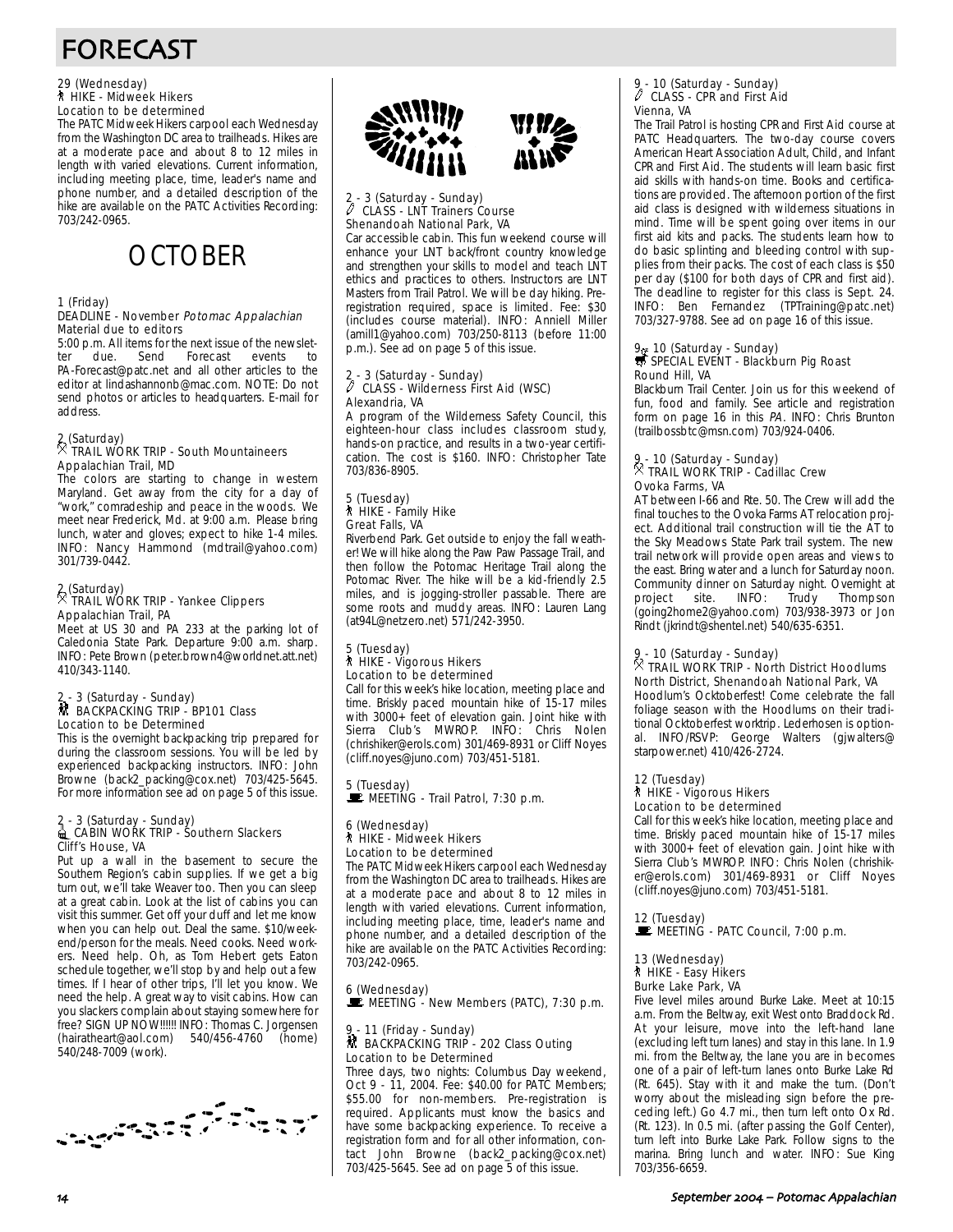# FORECAST

29 (Wednesday)
HIKE - Midweek Hikers
Location to be determined

The PATC Midweek Hikers carpool each Wednesday from the Washington DC area to trailheads. Hikes are at a moderate pace and about 8 to 12 miles in length with varied elevations. Current information, including meeting place, time, leader's name and phone number, and a detailed description of the hike are available on the PATC Activities Recording: 703/242-0965.

## OCTOBER

1 (Friday)
DEADLINE - November *Potomac Appalachian*
Material due to editors

5:00 p.m. All items for the next issue of the newsletter due. Send Forecast events to PA-Forecast@patc.net and all other articles to the editor at lindashannonb@mac.com. NOTE: Do not send photos or articles to headquarters. E-mail for address.

2 (Saturday)
TRAIL WORK TRIP - South Mountaineers
Appalachian Trail, MD

The colors are starting to change in western Maryland. Get away from the city for a day of "work," comradeship and peace in the woods. We meet near Frederick, Md. at 9:00 a.m. Please bring lunch, water and gloves; expect to hike 1-4 miles. INFO: Nancy Hammond (mdtrail@yahoo.com) 301/739-0442.

2 (Saturday)
TRAIL WORK TRIP - Yankee Clippers
Appalachian Trail, PA

Meet at US 30 and PA 233 at the parking lot of Caledonia State Park. Departure 9:00 a.m. sharp. INFO: Pete Brown (peter.brown4@worldnet.att.net) 410/343-1140.

2 - 3 (Saturday - Sunday)
BACKPACKING TRIP - BP101 Class
Location to be Determined

This is the overnight backpacking trip prepared for during the classroom sessions. You will be led by experienced backpacking instructors. INFO: John Browne (back2_packing@cox.net) 703/425-5645. For more information see ad on page 5 of this issue.

2 - 3 (Saturday - Sunday)
CABIN WORK TRIP - Southern Slackers
Cliff's House, VA

Put up a wall in the basement to secure the Southern Region's cabin supplies. If we get a big turn out, we'll take Weaver too. Then you can sleep at a great cabin. Look at the list of cabins you can visit this summer. Get off your duff and let me know when you can help out. Deal the same. $10/weekend/person for the meals. Need cooks. Need workers. Need help. Oh, as Tom Hebert gets Eaton schedule together, we'll stop by and help out a few times. If I hear of other trips, I'll let you know. We need the help. A great way to visit cabins. How can you slackers complain about staying somewhere for free? SIGN UP NOW!!!!!! INFO: Thomas C. Jorgensen (hairatheart@aol.com) 540/456-4760 (home) 540/248-7009 (work).

2 - 3 (Saturday - Sunday)
CLASS - LNT Trainers Course
Shenandoah National Park, VA

Car accessible cabin. This fun weekend course will enhance your LNT back/front country knowledge and strengthen your skills to model and teach LNT ethics and practices to others. Instructors are LNT Masters from Trail Patrol. We will be day hiking. Pre-registration required, space is limited. Fee: $30 (includes course material). INFO: Anniell Miller (amill1@yahoo.com) 703/250-8113 (before 11:00 p.m.). See ad on page 5 of this issue.

2 - 3 (Saturday - Sunday)
CLASS - Wilderness First Aid (WSC)
Alexandria, VA

A program of the Wilderness Safety Council, this eighteen-hour class includes classroom study, hands-on practice, and results in a two-year certification. The cost is $160. INFO: Christopher Tate 703/836-8905.

5 (Tuesday)
HIKE - Family Hike
Great Falls, VA

Riverbend Park. Get outside to enjoy the fall weather! We will hike along the Paw Paw Passage Trail, and then follow the Potomac Heritage Trail along the Potomac River. The hike will be a kid-friendly 2.5 miles, and is jogging-stroller passable. There are some roots and muddy areas. INFO: Lauren Lang (at94L@netzero.net) 571/242-3950.

5 (Tuesday)
HIKE - Vigorous Hikers
Location to be determined

Call for this week's hike location, meeting place and time. Briskly paced mountain hike of 15-17 miles with 3000+ feet of elevation gain. Joint hike with Sierra Club's MWROP. INFO: Chris Nolen (chrishiker@erols.com) 301/469-8931 or Cliff Noyes (cliff.noyes@juno.com) 703/451-5181.

5 (Tuesday)
MEETING - Trail Patrol, 7:30 p.m.

6 (Wednesday)
HIKE - Midweek Hikers
Location to be determined

The PATC Midweek Hikers carpool each Wednesday from the Washington DC area to trailheads. Hikes are at a moderate pace and about 8 to 12 miles in length with varied elevations. Current information, including meeting place, time, leader's name and phone number, and a detailed description of the hike are available on the PATC Activities Recording: 703/242-0965.

6 (Wednesday)
MEETING - New Members (PATC), 7:30 p.m.

9 - 11 (Friday - Sunday)
BACKPACKING TRIP - 202 Class Outing
Location to be Determined

Three days, two nights: Columbus Day weekend, Oct 9 - 11, 2004. Fee: $40.00 for PATC Members; $55.00 for non-members. Pre-registration is required. Applicants must know the basics and have some backpacking experience. To receive a registration form and for all other information, contact John Browne (back2_packing@cox.net) 703/425-5645. See ad on page 5 of this issue.

9 - 10 (Saturday - Sunday)
CLASS - CPR and First Aid
Vienna, VA

The Trail Patrol is hosting CPR and First Aid course at PATC Headquarters. The two-day course covers American Heart Association Adult, Child, and Infant CPR and First Aid. The students will learn basic first aid skills with hands-on time. Books and certifications are provided. The afternoon portion of the first aid class is designed with wilderness situations in mind. Time will be spent going over items in our first aid kits and packs. The students learn how to do basic splinting and bleeding control with supplies from their packs. The cost of each class is $50 per day ($100 for both days of CPR and first aid). The deadline to register for this class is Sept. 24. INFO: Ben Fernandez (TPTraining@patc.net) 703/327-9788. See ad on page 16 of this issue.

9 - 10 (Saturday - Sunday)
SPECIAL EVENT - Blackburn Pig Roast
Round Hill, VA

Blackburn Trail Center. Join us for this weekend of fun, food and family. See article and registration form on page 16 in this *PA*. INFO: Chris Brunton (trailbossbtc@msn.com) 703/924-0406.

9 - 10 (Saturday - Sunday)
TRAIL WORK TRIP - Cadillac Crew
Ovoka Farms, VA

AT between I-66 and Rte. 50. The Crew will add the final touches to the Ovoka Farms AT relocation project. Additional trail construction will tie the AT to the Sky Meadows State Park trail system. The new trail network will provide open areas and views to the east. Bring water and a lunch for Saturday noon. Community dinner on Saturday night. Overnight at project site. INFO: Trudy Thompson (going2home2@yahoo.com) 703/938-3973 or Jon Rindt (jkrindt@shentel.net) 540/635-6351.

9 - 10 (Saturday - Sunday)
TRAIL WORK TRIP - North District Hoodlums
North District, Shenandoah National Park, VA

Hoodlum's Ocktoberfest! Come celebrate the fall foliage season with the Hoodlums on their traditional Ocktoberfest worktrip. Lederhosen is optional. INFO/RSVP: George Walters (gjwalters@starpower.net) 410/426-2724.

12 (Tuesday)
HIKE - Vigorous Hikers
Location to be determined

Call for this week's hike location, meeting place and time. Briskly paced mountain hike of 15-17 miles with 3000+ feet of elevation gain. Joint hike with Sierra Club's MWROP. INFO: Chris Nolen (chrishiker@erols.com) 301/469-8931 or Cliff Noyes (cliff.noyes@juno.com) 703/451-5181.

12 (Tuesday)
MEETING - PATC Council, 7:00 p.m.

13 (Wednesday)
HIKE - Easy Hikers
Burke Lake Park, VA

Five level miles around Burke Lake. Meet at 10:15 a.m. From the Beltway, exit West onto Braddock Rd. At your leisure, move into the left-hand lane (excluding left turn lanes) and stay in this lane. In 1.9 mi. from the Beltway, the lane you are in becomes one of a pair of left-turn lanes onto Burke Lake Rd (Rt. 645). Stay with it and make the turn. (Don't worry about the misleading sign before the preceding left.) Go 4.7 mi., then turn left onto Ox Rd. (Rt. 123). In 0.5 mi. (after passing the Golf Center), turn left into Burke Lake Park. Follow signs to the marina. Bring lunch and water. INFO: Sue King 703/356-6659.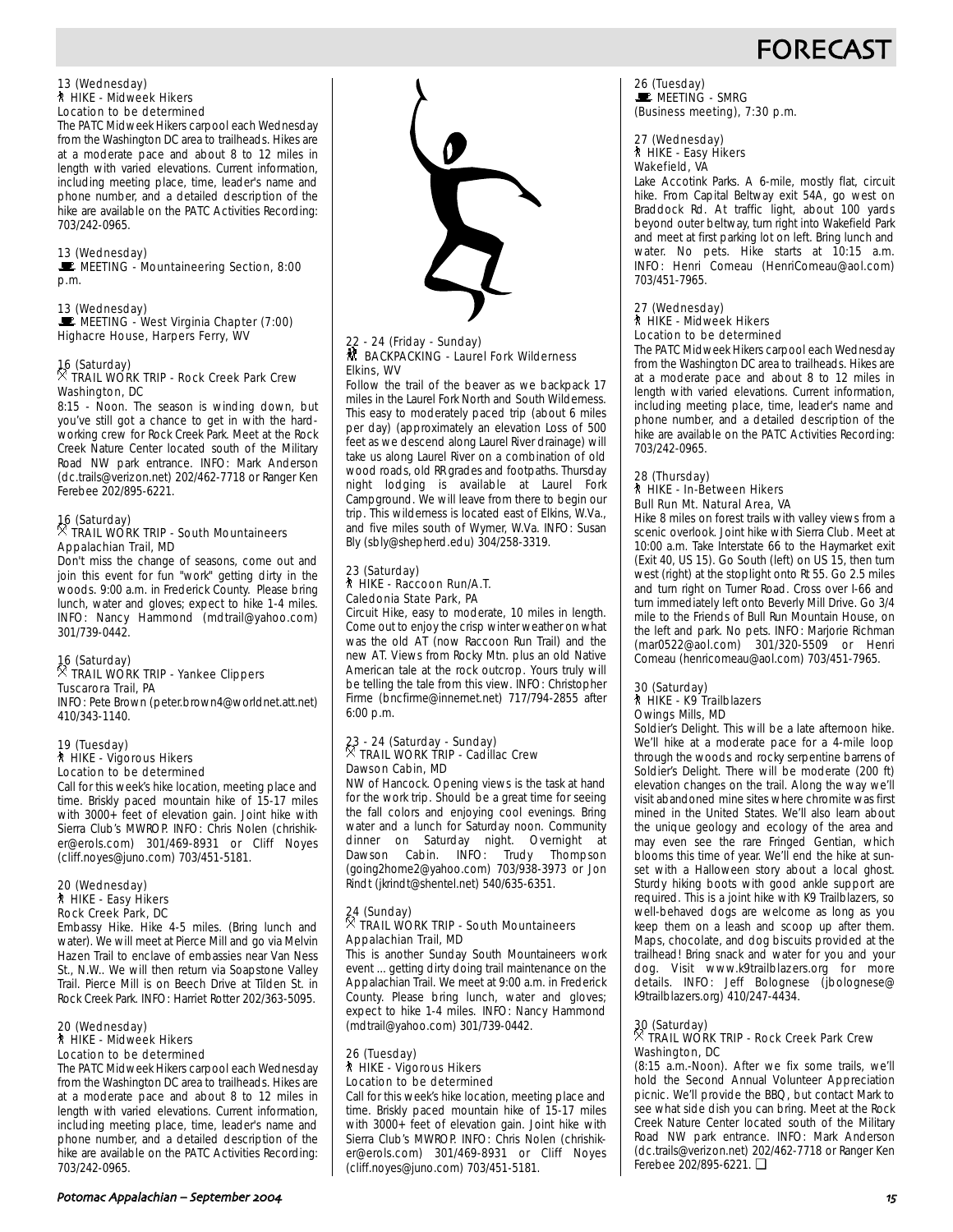# FORECAST

13 (Wednesday)
HIKE - Midweek Hikers
Location to be determined

The PATC Midweek Hikers carpool each Wednesday from the Washington DC area to trailheads. Hikes are at a moderate pace and about 8 to 12 miles in length with varied elevations. Current information, including meeting place, time, leader's name and phone number, and a detailed description of the hike are available on the PATC Activities Recording: 703/242-0965.

13 (Wednesday)
MEETING - Mountaineering Section, 8:00 p.m.

13 (Wednesday)
MEETING - West Virginia Chapter (7:00)
Highacre House, Harpers Ferry, WV

16 (Saturday)
TRAIL WORK TRIP - Rock Creek Park Crew
Washington, DC

8:15 - Noon. The season is winding down, but you've still got a chance to get in with the hard-working crew for Rock Creek Park. Meet at the Rock Creek Nature Center located south of the Military Road NW park entrance. INFO: Mark Anderson (dc.trails@verizon.net) 202/462-7718 or Ranger Ken Ferebee 202/895-6221.

16 (Saturday)
TRAIL WORK TRIP - South Mountaineers
Appalachian Trail, MD

Don't miss the change of seasons, come out and join this event for fun "work" getting dirty in the woods. 9:00 a.m. in Frederick County. Please bring lunch, water and gloves; expect to hike 1-4 miles. INFO: Nancy Hammond (mdtrail@yahoo.com) 301/739-0442.

16 (Saturday)
TRAIL WORK TRIP - Yankee Clippers
Tuscarora Trail, PA

INFO: Pete Brown (peter.brown4@worldnet.att.net) 410/343-1140.

19 (Tuesday)
HIKE - Vigorous Hikers
Location to be determined

Call for this week's hike location, meeting place and time. Briskly paced mountain hike of 15-17 miles with 3000+ feet of elevation gain. Joint hike with Sierra Club's MWROP. INFO: Chris Nolen (chrishiker@erols.com) 301/469-8931 or Cliff Noyes (cliff.noyes@juno.com) 703/451-5181.

20 (Wednesday)
HIKE - Easy Hikers
Rock Creek Park, DC

Embassy Hike. Hike 4-5 miles. (Bring lunch and water). We will meet at Pierce Mill and go via Melvin Hazen Trail to enclave of embassies near Van Ness St., N.W.. We will then return via Soapstone Valley Trail. Pierce Mill is on Beech Drive at Tilden St. in Rock Creek Park. INFO: Harriet Rotter 202/363-5095.

20 (Wednesday)
HIKE - Midweek Hikers
Location to be determined

The PATC Midweek Hikers carpool each Wednesday from the Washington DC area to trailheads. Hikes are at a moderate pace and about 8 to 12 miles in length with varied elevations. Current information, including meeting place, time, leader's name and phone number, and a detailed description of the hike are available on the PATC Activities Recording: 703/242-0965.

22 - 24 (Friday - Sunday)
BACKPACKING - Laurel Fork Wilderness
Elkins, WV

Follow the trail of the beaver as we backpack 17 miles in the Laurel Fork North and South Wilderness. This easy to moderately paced trip (about 6 miles per day) (approximately an elevation Loss of 500 feet as we descend along Laurel River drainage) will take us along Laurel River on a combination of old wood roads, old RR grades and footpaths. Thursday night lodging is available at Laurel Fork Campground. We will leave from there to begin our trip. This wilderness is located east of Elkins, W.Va., and five miles south of Wymer, W.Va. INFO: Susan Bly (sbly@shepherd.edu) 304/258-3319.

23 (Saturday)
HIKE - Raccoon Run/A.T.
Caledonia State Park, PA

Circuit Hike, easy to moderate, 10 miles in length. Come out to enjoy the crisp winter weather on what was the old AT (now Raccoon Run Trail) and the new AT. Views from Rocky Mtn. plus an old Native American tale at the rock outcrop. Yours truly will be telling the tale from this view. INFO: Christopher Firme (bncfirme@innernet.net) 717/794-2855 after 6:00 p.m.

23 - 24 (Saturday - Sunday)
TRAIL WORK TRIP - Cadillac Crew
Dawson Cabin, MD

NW of Hancock. Opening views is the task at hand for the work trip. Should be a great time for seeing the fall colors and enjoying cool evenings. Bring water and a lunch for Saturday noon. Community dinner on Saturday night. Overnight at Dawson Cabin. INFO: Trudy Thompson (going2home2@yahoo.com) 703/938-3973 or Jon Rindt (jkrindt@shentel.net) 540/635-6351.

24 (Sunday)
TRAIL WORK TRIP - South Mountaineers
Appalachian Trail, MD

This is another Sunday South Mountaineers work event ... getting dirty doing trail maintenance on the Appalachian Trail. We meet at 9:00 a.m. in Frederick County. Please bring lunch, water and gloves; expect to hike 1-4 miles. INFO: Nancy Hammond (mdtrail@yahoo.com) 301/739-0442.

26 (Tuesday)
HIKE - Vigorous Hikers
Location to be determined

Call for this week's hike location, meeting place and time. Briskly paced mountain hike of 15-17 miles with 3000+ feet of elevation gain. Joint hike with Sierra Club's MWROP. INFO: Chris Nolen (chrishiker@erols.com) 301/469-8931 or Cliff Noyes (cliff.noyes@juno.com) 703/451-5181.

26 (Tuesday)
MEETING - SMRG
(Business meeting), 7:30 p.m.

27 (Wednesday)
HIKE - Easy Hikers
Wakefield, VA

Lake Accotink Parks. A 6-mile, mostly flat, circuit hike. From Capital Beltway exit 54A, go west on Braddock Rd. At traffic light, about 100 yards beyond outer beltway, turn right into Wakefield Park and meet at first parking lot on left. Bring lunch and water. No pets. Hike starts at 10:15 a.m. INFO: Henri Comeau (HenriComeau@aol.com) 703/451-7965.

27 (Wednesday)
HIKE - Midweek Hikers
Location to be determined

The PATC Midweek Hikers carpool each Wednesday from the Washington DC area to trailheads. Hikes are at a moderate pace and about 8 to 12 miles in length with varied elevations. Current information, including meeting place, time, leader's name and phone number, and a detailed description of the hike are available on the PATC Activities Recording: 703/242-0965.

28 (Thursday)
HIKE - In-Between Hikers
Bull Run Mt. Natural Area, VA

Hike 8 miles on forest trails with valley views from a scenic overlook. Joint hike with Sierra Club. Meet at 10:00 a.m. Take Interstate 66 to the Haymarket exit (Exit 40, US 15). Go South (left) on US 15, then turn west (right) at the stoplight onto Rt 55. Go 2.5 miles and turn right on Turner Road. Cross over I-66 and turn immediately left onto Beverly Mill Drive. Go 3/4 mile to the Friends of Bull Run Mountain House, on the left and park. No pets. INFO: Marjorie Richman (mar0522@aol.com) 301/320-5509 or Henri Comeau (henricomeau@aol.com) 703/451-7965.

30 (Saturday)
HIKE - K9 Trailblazers
Owings Mills, MD

Soldier's Delight. This will be a late afternoon hike. We'll hike at a moderate pace for a 4-mile loop through the woods and rocky serpentine barrens of Soldier's Delight. There will be moderate (200 ft) elevation changes on the trail. Along the way we'll visit abandoned mine sites where chromite was first mined in the United States. We'll also learn about the unique geology and ecology of the area and may even see the rare Fringed Gentian, which blooms this time of year. We'll end the hike at sunset with a Halloween story about a local ghost. Sturdy hiking boots with good ankle support are required. This is a joint hike with K9 Trailblazers, so well-behaved dogs are welcome as long as you keep them on a leash and scoop up after them. Maps, chocolate, and dog biscuits provided at the trailhead! Bring snack and water for you and your dog. Visit www.k9trailblazers.org for more details. INFO: Jeff Bolognese (jbolognese@k9trailblazers.org) 410/247-4434.

30 (Saturday)
TRAIL WORK TRIP - Rock Creek Park Crew
Washington, DC

(8:15 a.m.-Noon). After we fix some trails, we'll hold the Second Annual Volunteer Appreciation picnic. We'll provide the BBQ, but contact Mark to see what side dish you can bring. Meet at the Rock Creek Nature Center located south of the Military Road NW park entrance. INFO: Mark Anderson (dc.trails@verizon.net) 202/462-7718 or Ranger Ken Ferebee 202/895-6221. ❑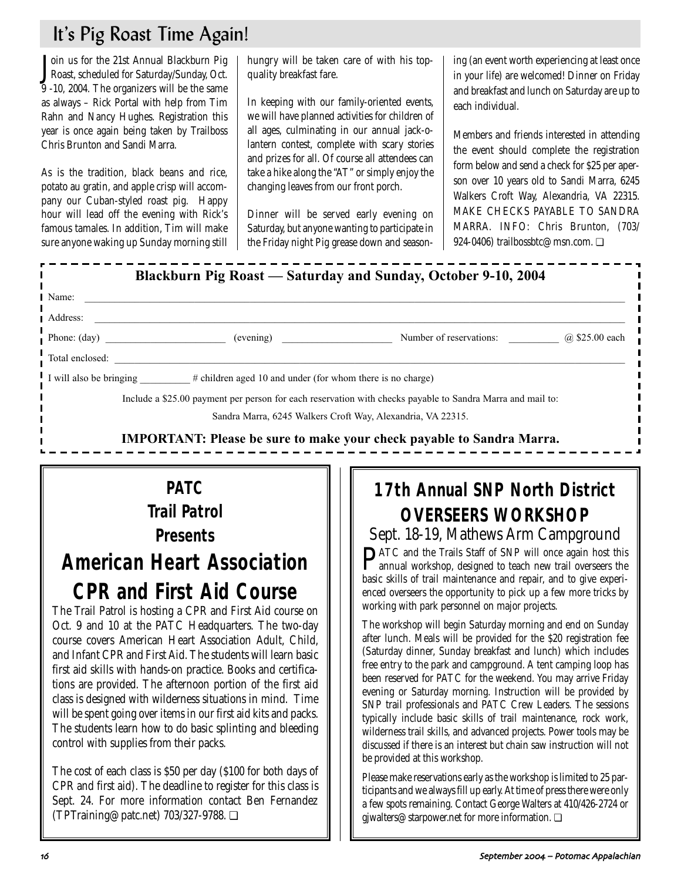# It's Pig Roast Time Again!

Join us for the 21st Annual Blackburn Pig Roast, scheduled for Saturday/Sunday, Oct. 9 -10, 2004. The organizers will be the same as always – Rick Portal with help from Tim Rahn and Nancy Hughes. Registration this year is once again being taken by Trailboss Chris Brunton and Sandi Marra.

As is the tradition, black beans and rice, potato au gratin, and apple crisp will accompany our Cuban-styled roast pig. Happy hour will lead off the evening with Rick's famous tamales. In addition, Tim will make sure anyone waking up Sunday morning still hungry will be taken care of with his top-quality breakfast fare.

In keeping with our family-oriented events, we will have planned activities for children of all ages, culminating in our annual jack-o-lantern contest, complete with scary stories and prizes for all. Of course all attendees can take a hike along the "AT" or simply enjoy the changing leaves from our front porch.

Dinner will be served early evening on Saturday, but anyone wanting to participate in the Friday night Pig grease down and seasoning (an event worth experiencing at least once in your life) are welcomed! Dinner on Friday and breakfast and lunch on Saturday are up to each individual.

Members and friends interested in attending the event should complete the registration form below and send a check for $25 per aperson over 10 years old to Sandi Marra, 6245 Walkers Croft Way, Alexandria, VA 22315. MAKE CHECKS PAYABLE TO SANDRA MARRA. INFO: Chris Brunton, (703/924-0406) trailbossbtc@msn.com. ❑

---

**Blackburn Pig Roast — Saturday and Sunday, October 9-10, 2004**

Name: ________________________________________

Address: ________________________________________

Phone: (day) ______________ (evening) ______________ Number of reservations: ________ @ $25.00 each

Total enclosed: ________________________________________

I will also be bringing ________ # children aged 10 and under (for whom there is no charge)

Include a $25.00 payment per person for each reservation with checks payable to Sandra Marra and mail to:

Sandra Marra, 6245 Walkers Croft Way, Alexandria, VA 22315.

**IMPORTANT: Please be sure to make your check payable to Sandra Marra.**

---

## PATC Trail Patrol Presents American Heart Association CPR and First Aid Course

The Trail Patrol is hosting a CPR and First Aid course on Oct. 9 and 10 at the PATC Headquarters. The two-day course covers American Heart Association Adult, Child, and Infant CPR and First Aid. The students will learn basic first aid skills with hands-on practice. Books and certifications are provided. The afternoon portion of the first aid class is designed with wilderness situations in mind. Time will be spent going over items in our first aid kits and packs. The students learn how to do basic splinting and bleeding control with supplies from their packs.

The cost of each class is $50 per day ($100 for both days of CPR and first aid). The deadline to register for this class is Sept. 24. For more information contact Ben Fernandez (TPTraining@patc.net) 703/327-9788. ❑

## 17th Annual SNP North District OVERSEERS WORKSHOP

### Sept. 18-19, Mathews Arm Campground

PATC and the Trails Staff of SNP will once again host this annual workshop, designed to teach new trail overseers the basic skills of trail maintenance and repair, and to give experienced overseers the opportunity to pick up a few more tricks by working with park personnel on major projects.

The workshop will begin Saturday morning and end on Sunday after lunch. Meals will be provided for the $20 registration fee (Saturday dinner, Sunday breakfast and lunch) which includes free entry to the park and campground. A tent camping loop has been reserved for PATC for the weekend. You may arrive Friday evening or Saturday morning. Instruction will be provided by SNP trail professionals and PATC Crew Leaders. The sessions typically include basic skills of trail maintenance, rock work, wilderness trail skills, and advanced projects. Power tools may be discussed if there is an interest but chain saw instruction will not be provided at this workshop.

Please make reservations early as the workshop is limited to 25 participants and we always fill up early. At time of press there were only a few spots remaining. Contact George Walters at 410/426-2724 or gjwalters@starpower.net for more information. ❑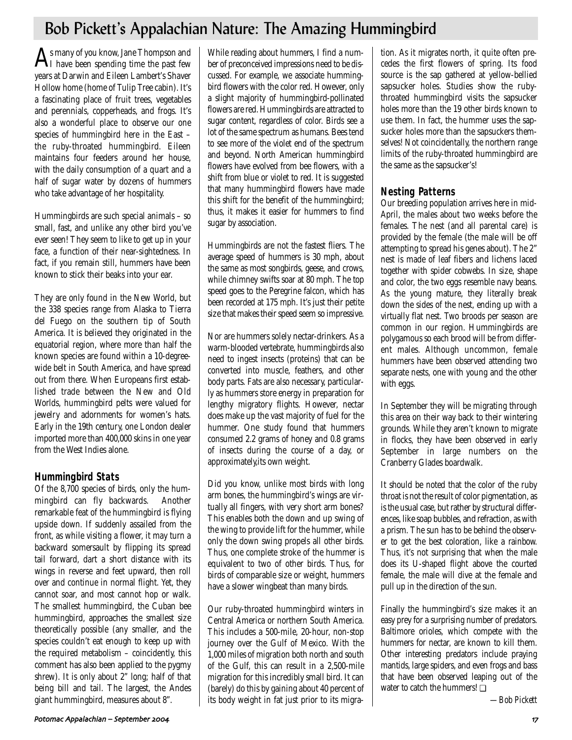# Bob Pickett's Appalachian Nature: The Amazing Hummingbird

As many of you know, Jane Thompson and I have been spending time the past few years at Darwin and Eileen Lambert's Shaver Hollow home (home of Tulip Tree cabin). It's a fascinating place of fruit trees, vegetables and perennials, copperheads, and frogs. It's also a wonderful place to observe our one species of hummingbird here in the East – the ruby-throated hummingbird. Eileen maintains four feeders around her house, with the daily consumption of a quart and a half of sugar water by dozens of hummers who take advantage of her hospitality.

Hummingbirds are such special animals – so small, fast, and unlike any other bird you've ever seen! They seem to like to get up in your face, a function of their near-sightedness. In fact, if you remain still, hummers have been known to stick their beaks into your ear.

They are only found in the New World, but the 338 species range from Alaska to Tierra del Fuego on the southern tip of South America. It is believed they originated in the equatorial region, where more than half the known species are found within a 10-degree-wide belt in South America, and have spread out from there. When Europeans first established trade between the New and Old Worlds, hummingbird pelts were valued for jewelry and adornments for women's hats. Early in the 19th century, one London dealer imported more than 400,000 skins in one year from the West Indies alone.

## Hummingbird Stats

Of the 8,700 species of birds, only the hummingbird can fly backwards. Another remarkable feat of the hummingbird is flying upside down. If suddenly assailed from the front, as while visiting a flower, it may turn a backward somersault by flipping its spread tail forward, dart a short distance with its wings in reverse and feet upward, then roll over and continue in normal flight. Yet, they cannot soar, and most cannot hop or walk. The smallest hummingbird, the Cuban bee hummingbird, approaches the smallest size theoretically possible (any smaller, and the species couldn't eat enough to keep up with the required metabolism – coincidentally, this comment has also been applied to the pygmy shrew). It is only about 2" long; half of that being bill and tail. The largest, the Andes giant hummingbird, measures about 8".

While reading about hummers, I find a number of preconceived impressions need to be discussed. For example, we associate hummingbird flowers with the color red. However, only a slight majority of hummingbird-pollinated flowers are red. Hummingbirds are attracted to sugar content, regardless of color. Birds see a lot of the same spectrum as humans. Bees tend to see more of the violet end of the spectrum and beyond. North American hummingbird flowers have evolved from bee flowers, with a shift from blue or violet to red. It is suggested that many hummingbird flowers have made this shift for the benefit of the hummingbird; thus, it makes it easier for hummers to find sugar by association.

Hummingbirds are not the fastest fliers. The average speed of hummers is 30 mph, about the same as most songbirds, geese, and crows, while chimney swifts soar at 80 mph. The top speed goes to the Peregrine falcon, which has been recorded at 175 mph. It's just their petite size that makes their speed seem so impressive.

Nor are hummers solely nectar-drinkers. As a warm-blooded vertebrate, hummingbirds also need to ingest insects (proteins) that can be converted into muscle, feathers, and other body parts. Fats are also necessary, particularly as hummers store energy in preparation for lengthy migratory flights. However, nectar does make up the vast majority of fuel for the hummer. One study found that hummers consumed 2.2 grams of honey and 0.8 grams of insects during the course of a day, or approximately,its own weight.

Did you know, unlike most birds with long arm bones, the hummingbird's wings are virtually all fingers, with very short arm bones? This enables both the down and up swing of the wing to provide lift for the hummer, while only the down swing propels all other birds. Thus, one complete stroke of the hummer is equivalent to two of other birds. Thus, for birds of comparable size or weight, hummers have a slower wingbeat than many birds.

Our ruby-throated hummingbird winters in Central America or northern South America. This includes a 500-mile, 20-hour, non-stop journey over the Gulf of Mexico. With the 1,000 miles of migration both north and south of the Gulf, this can result in a 2,500-mile migration for this incredibly small bird. It can (barely) do this by gaining about 40 percent of its body weight in fat just prior to its migration. As it migrates north, it quite often precedes the first flowers of spring. Its food source is the sap gathered at yellow-bellied sapsucker holes. Studies show the ruby-throated hummingbird visits the sapsucker holes more than the 19 other birds known to use them. In fact, the hummer uses the sapsucker holes more than the sapsuckers themselves! Not coincidentally, the northern range limits of the ruby-throated hummingbird are the same as the sapsucker's!

## Nesting Patterns

Our breeding population arrives here in mid-April, the males about two weeks before the females. The nest (and all parental care) is provided by the female (the male will be off attempting to spread his genes about). The 2" nest is made of leaf fibers and lichens laced together with spider cobwebs. In size, shape and color, the two eggs resemble navy beans. As the young mature, they literally break down the sides of the nest, ending up with a virtually flat nest. Two broods per season are common in our region. Hummingbirds are polygamous so each brood will be from different males. Although uncommon, female hummers have been observed attending two separate nests, one with young and the other with eggs.

In September they will be migrating through this area on their way back to their wintering grounds. While they aren't known to migrate in flocks, they have been observed in early September in large numbers on the Cranberry Glades boardwalk.

It should be noted that the color of the ruby throat is not the result of color pigmentation, as is the usual case, but rather by structural differences, like soap bubbles, and refraction, as with a prism. The sun has to be behind the observer to get the best coloration, like a rainbow. Thus, it's not surprising that when the male does its U-shaped flight above the courted female, the male will dive at the female and pull up in the direction of the sun.

Finally the hummingbird's size makes it an easy prey for a surprising number of predators. Baltimore orioles, which compete with the hummers for nectar, are known to kill them. Other interesting predators include praying mantids, large spiders, and even frogs and bass that have been observed leaping out of the water to catch the hummers! ❑

*—Bob Pickett*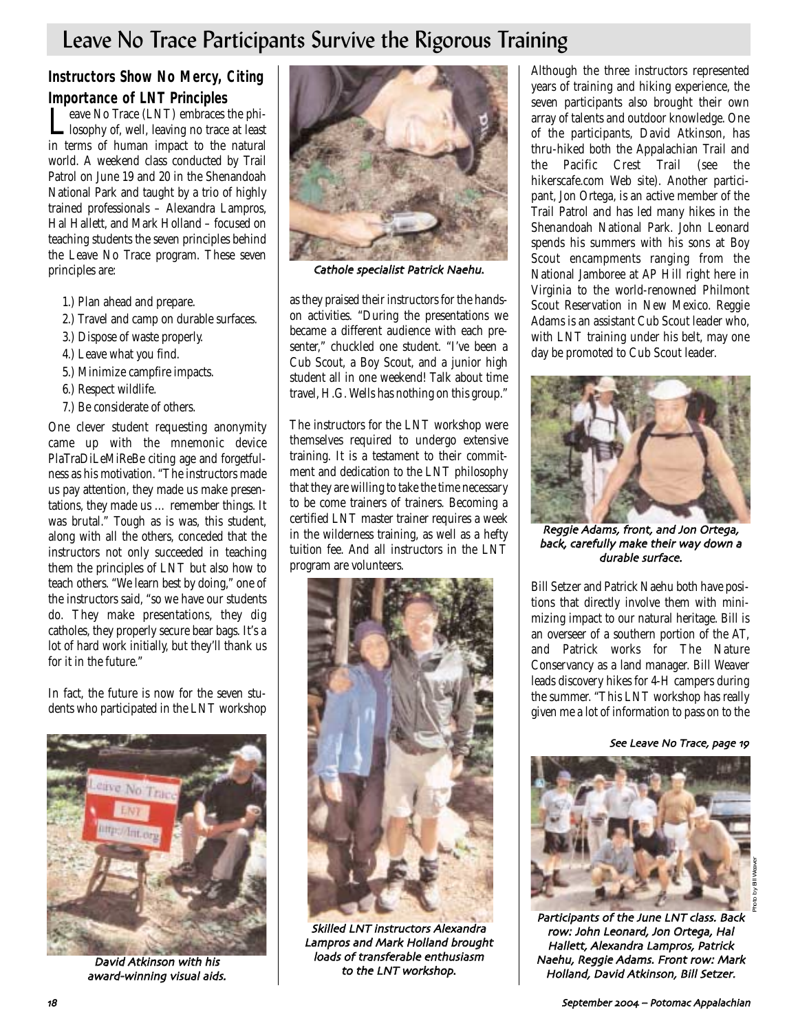# Leave No Trace Participants Survive the Rigorous Training

## Instructors Show No Mercy, Citing Importance of LNT Principles

Leave No Trace (LNT) embraces the philosophy of, well, leaving no trace at least in terms of human impact to the natural world. A weekend class conducted by Trail Patrol on June 19 and 20 in the Shenandoah National Park and taught by a trio of highly trained professionals – Alexandra Lampros, Hal Hallett, and Mark Holland – focused on teaching students the seven principles behind the Leave No Trace program. These seven principles are:

1.) Plan ahead and prepare.
2.) Travel and camp on durable surfaces.
3.) Dispose of waste properly.
4.) Leave what you find.
5.) Minimize campfire impacts.
6.) Respect wildlife.
7.) Be considerate of others.

One clever student requesting anonymity came up with the mnemonic device PlaTraDiLeMiReBe citing age and forgetfulness as his motivation. "The instructors made us pay attention, they made us make presentations, they made us … remember things. It was brutal." Tough as is was, this student, along with all the others, conceded that the instructors not only succeeded in teaching them the principles of LNT but also how to teach others. "We learn best by doing," one of the instructors said, "so we have our students do. They make presentations, they dig catholes, they properly secure bear bags. It's a lot of hard work initially, but they'll thank us for it in the future."

In fact, the future is now for the seven students who participated in the LNT workshop as they praised their instructors for the hands-on activities. "During the presentations we became a different audience with each presenter," chuckled one student. "I've been a Cub Scout, a Boy Scout, and a junior high student all in one weekend! Talk about time travel, H.G. Wells has nothing on this group."

David Atkinson with his award-winning visual aids.

Cathole specialist Patrick Naehu.

The instructors for the LNT workshop were themselves required to undergo extensive training. It is a testament to their commitment and dedication to the LNT philosophy that they are willing to take the time necessary to be come trainers of trainers. Becoming a certified LNT master trainer requires a week in the wilderness training, as well as a hefty tuition fee. And all instructors in the LNT program are volunteers.

Skilled LNT instructors Alexandra Lampros and Mark Holland brought loads of transferable enthusiasm to the LNT workshop.

Although the three instructors represented years of training and hiking experience, the seven participants also brought their own array of talents and outdoor knowledge. One of the participants, David Atkinson, has thru-hiked both the Appalachian Trail and the Pacific Crest Trail (see the hikerscafe.com Web site). Another participant, Jon Ortega, is an active member of the Trail Patrol and has led many hikes in the Shenandoah National Park. John Leonard spends his summers with his sons at Boy Scout encampments ranging from the National Jamboree at AP Hill right here in Virginia to the world-renowned Philmont Scout Reservation in New Mexico. Reggie Adams is an assistant Cub Scout leader who, with LNT training under his belt, may one day be promoted to Cub Scout leader.

Reggie Adams, front, and Jon Ortega, back, carefully make their way down a durable surface.

Bill Setzer and Patrick Naehu both have positions that directly involve them with minimizing impact to our natural heritage. Bill is an overseer of a southern portion of the AT, and Patrick works for The Nature Conservancy as a land manager. Bill Weaver leads discovery hikes for 4-H campers during the summer. "This LNT workshop has really given me a lot of information to pass on to the

*See Leave No Trace, page 19*

Participants of the June LNT class. Back row: John Leonard, Jon Ortega, Hal Hallett, Alexandra Lampros, Patrick Naehu, Reggie Adams. Front row: Mark Holland, David Atkinson, Bill Setzer.

Photo by Bill Weaver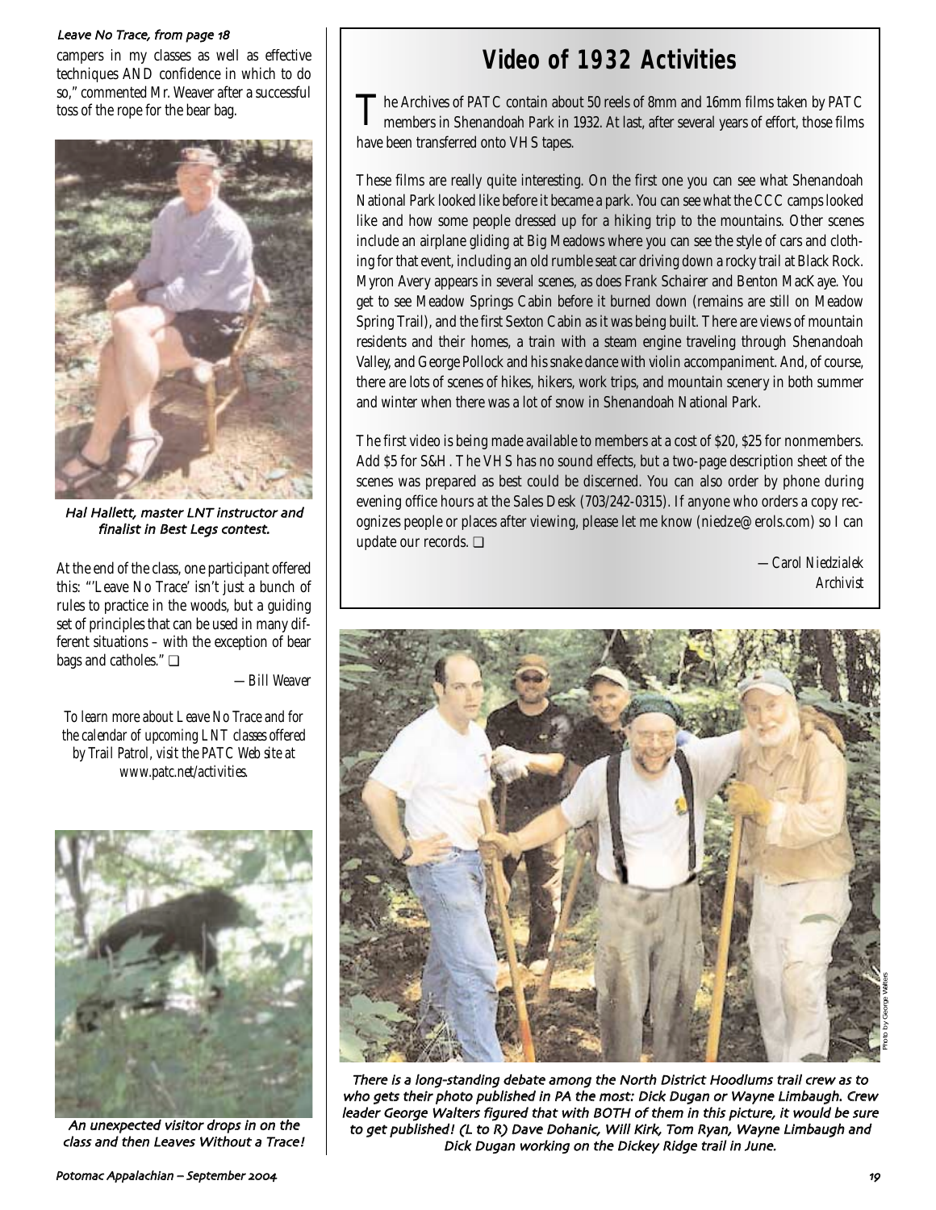*Leave No Trace, from page 18*

campers in my classes as well as effective techniques AND confidence in which to do so," commented Mr. Weaver after a successful toss of the rope for the bear bag.

*Hal Hallett, master LNT instructor and finalist in Best Legs contest.*

At the end of the class, one participant offered this: "'Leave No Trace' isn't just a bunch of rules to practice in the woods, but a guiding set of principles that can be used in many different situations – with the exception of bear bags and catholes." ❑

*—Bill Weaver*

*To learn more about Leave No Trace and for the calendar of upcoming LNT classes offered by Trail Patrol, visit the PATC Web site at www.patc.net/activities.*

*An unexpected visitor drops in on the class and then Leaves Without a Trace!*

## Video of 1932 Activities

The Archives of PATC contain about 50 reels of 8mm and 16mm films taken by PATC members in Shenandoah Park in 1932. At last, after several years of effort, those films have been transferred onto VHS tapes.

These films are really quite interesting. On the first one you can see what Shenandoah National Park looked like before it became a park. You can see what the CCC camps looked like and how some people dressed up for a hiking trip to the mountains. Other scenes include an airplane gliding at Big Meadows where you can see the style of cars and clothing for that event, including an old rumble seat car driving down a rocky trail at Black Rock. Myron Avery appears in several scenes, as does Frank Schairer and Benton MacKaye. You get to see Meadow Springs Cabin before it burned down (remains are still on Meadow Spring Trail), and the first Sexton Cabin as it was being built. There are views of mountain residents and their homes, a train with a steam engine traveling through Shenandoah Valley, and George Pollock and his snake dance with violin accompaniment. And, of course, there are lots of scenes of hikes, hikers, work trips, and mountain scenery in both summer and winter when there was a lot of snow in Shenandoah National Park.

The first video is being made available to members at a cost of $20, $25 for nonmembers. Add $5 for S&H. The VHS has no sound effects, but a two-page description sheet of the scenes was prepared as best could be discerned. You can also order by phone during evening office hours at the Sales Desk (703/242-0315). If anyone who orders a copy recognizes people or places after viewing, please let me know (niedze@erols.com) so I can update our records. ❑

*—Carol Niedzialek*
*Archivist*

Photo by George Walters

*There is a long-standing debate among the North District Hoodlums trail crew as to who gets their photo published in PA the most: Dick Dugan or Wayne Limbaugh. Crew leader George Walters figured that with BOTH of them in this picture, it would be sure to get published! (L to R) Dave Dohanic, Will Kirk, Tom Ryan, Wayne Limbaugh and Dick Dugan working on the Dickey Ridge trail in June.*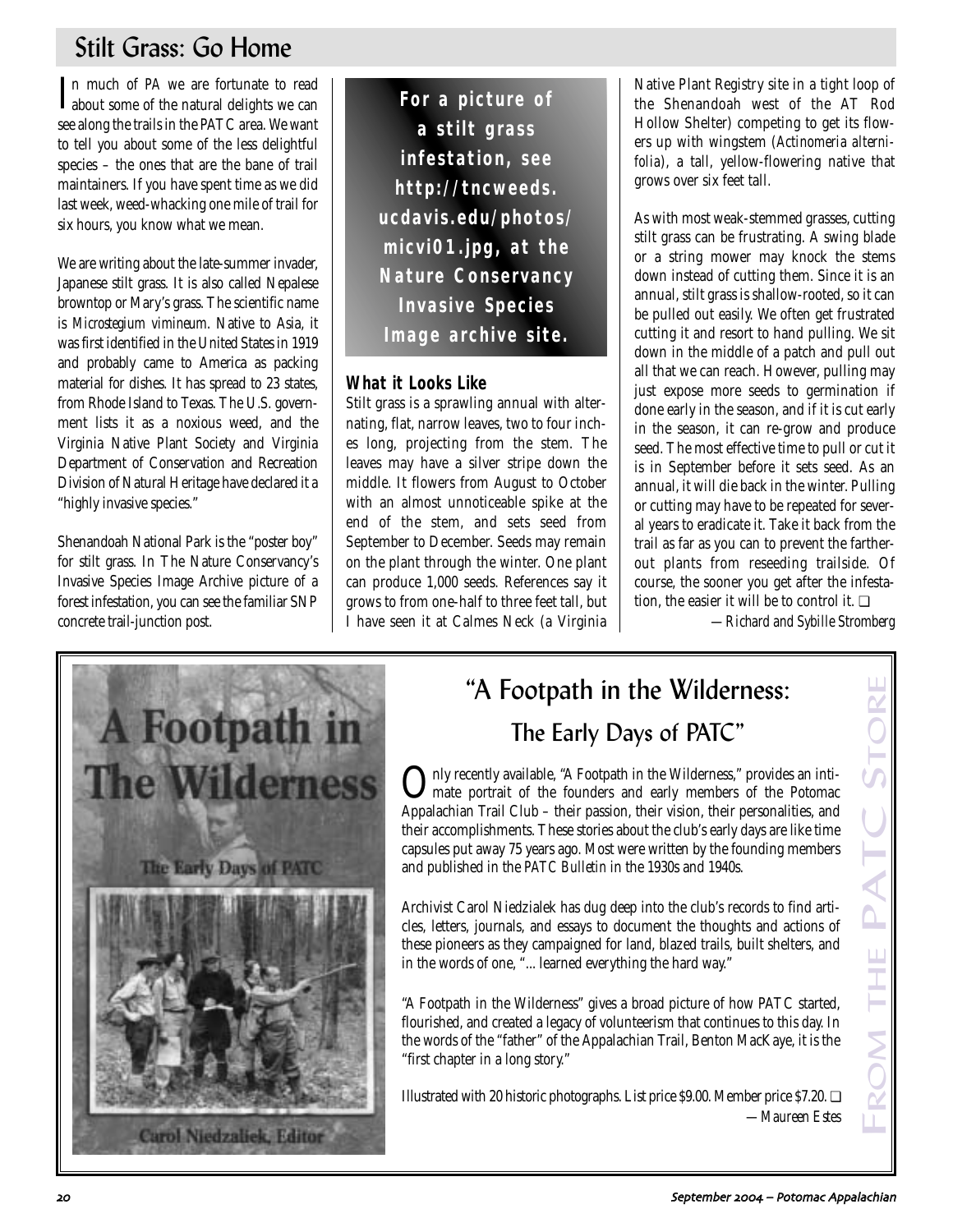## Stilt Grass: Go Home

In much of PA we are fortunate to read about some of the natural delights we can see along the trails in the PATC area. We want to tell you about some of the less delightful species – the ones that are the bane of trail maintainers. If you have spent time as we did last week, weed-whacking one mile of trail for six hours, you know what we mean.

We are writing about the late-summer invader, Japanese stilt grass. It is also called Nepalese browntop or Mary's grass. The scientific name is *Microstegium vimineum*. Native to Asia, it was first identified in the United States in 1919 and probably came to America as packing material for dishes. It has spread to 23 states, from Rhode Island to Texas. The U.S. government lists it as a noxious weed, and the Virginia Native Plant Society and Virginia Department of Conservation and Recreation Division of Natural Heritage have declared it a "highly invasive species."

Shenandoah National Park is the "poster boy" for stilt grass. In The Nature Conservancy's Invasive Species Image Archive picture of a forest infestation, you can see the familiar SNP concrete trail-junction post.

**For a picture of a stilt grass infestation, see http://tncweeds.ucdavis.edu/photos/micvi01.jpg, at the Nature Conservancy Invasive Species Image archive site.**

### What it Looks Like

Stilt grass is a sprawling annual with alternating, flat, narrow leaves, two to four inches long, projecting from the stem. The leaves may have a silver stripe down the middle. It flowers from August to October with an almost unnoticeable spike at the end of the stem, and sets seed from September to December. Seeds may remain on the plant through the winter. One plant can produce 1,000 seeds. References say it grows to from one-half to three feet tall, but I have seen it at Calmes Neck (a Virginia Native Plant Registry site in a tight loop of the Shenandoah west of the AT Rod Hollow Shelter) competing to get its flowers up with wingstem (*Actinomeria alternifolia*), a tall, yellow-flowering native that grows over six feet tall.

As with most weak-stemmed grasses, cutting stilt grass can be frustrating. A swing blade or a string mower may knock the stems down instead of cutting them. Since it is an annual, stilt grass is shallow-rooted, so it can be pulled out easily. We often get frustrated cutting it and resort to hand pulling. We sit down in the middle of a patch and pull out all that we can reach. However, pulling may just expose more seeds to germination if done early in the season, and if it is cut early in the season, it can re-grow and produce seed. The most effective time to pull or cut it is in September before it sets seed. As an annual, it will die back in the winter. Pulling or cutting may have to be repeated for several years to eradicate it. Take it back from the trail as far as you can to prevent the farther-out plants from reseeding trailside. Of course, the sooner you get after the infestation, the easier it will be to control it. ❑

*—Richard and Sybille Stromberg*

---

FROM THE PATC STORE

## "A Footpath in the Wilderness: The Early Days of PATC"

Only recently available, "A Footpath in the Wilderness," provides an intimate portrait of the founders and early members of the Potomac Appalachian Trail Club – their passion, their vision, their personalities, and their accomplishments. These stories about the club's early days are like time capsules put away 75 years ago. Most were written by the founding members and published in the *PATC Bulletin* in the 1930s and 1940s.

Archivist Carol Niedzialek has dug deep into the club's records to find articles, letters, journals, and essays to document the thoughts and actions of these pioneers as they campaigned for land, blazed trails, built shelters, and in the words of one, "... learned everything the hard way."

"A Footpath in the Wilderness" gives a broad picture of how PATC started, flourished, and created a legacy of volunteerism that continues to this day. In the words of the "father" of the Appalachian Trail, Benton MacKaye, it is the "first chapter in a long story."

Illustrated with 20 historic photographs. List price $9.00. Member price $7.20. ❑

*—Maureen Estes*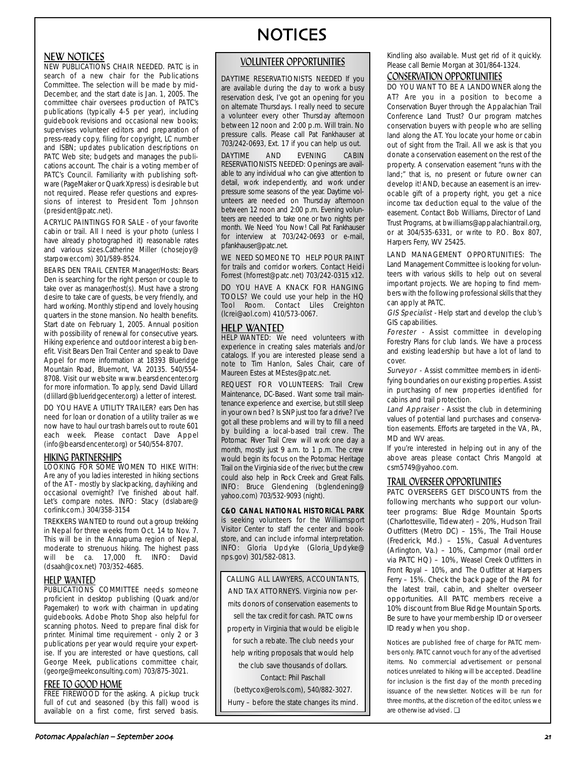# NOTICES

## NEW NOTICES

NEW PUBLICATIONS CHAIR NEEDED. PATC is in search of a new chair for the Publications Committee. The selection will be made by mid-December, and the start date is Jan. 1, 2005. The committee chair oversees production of PATC's publications (typically 4-5 per year), including guidebook revisions and occasional new books; supervises volunteer editors and preparation of press-ready copy, filing for copyright, LC number and ISBN; updates publication descriptions on PATC Web site; budgets and manages the publications account. The chair is a voting member of PATC's Council. Familiarity with publishing software (PageMaker or Quark Xpress) is desirable but not required. Please refer questions and expressions of interest to President Tom Johnson (president@patc.net).

ACRYLIC PAINTINGS FOR SALE - of your favorite cabin or trail. All I need is your photo (unless I have already photographed it) reasonable rates and various sizes.Catherine Miller (chosejoy@starpower.com) 301/589-8524.

BEARS DEN TRAIL CENTER Manager/Hosts: Bears Den is searching for the right person or couple to take over as manager/host(s). Must have a strong desire to take care of guests, be very friendly, and hard working. Monthly stipend and lovely housing quarters in the stone mansion. No health benefits. Start date on February 1, 2005. Annual position with possibility of renewal for consecutive years. Hiking experience and outdoor interest a big benefit. Visit Bears Den Trail Center and speak to Dave Appel for more information at 18393 Blueridge Mountain Road, Bluemont, VA 20135. 540/554-8708. Visit our website www.bearsdencenter.org for more information. To apply, send David Lillard (dlillard@blueridgecenter.org) a letter of interest.

DO YOU HAVE A UTILITY TRAILER? ears Den has need for loan or donation of a utility trailer as we now have to haul our trash barrels out to route 601 each week. Please contact Dave Appel (info@bearsdencenter.org) or 540/554-8707.

## HIKING PARTNERSHIPS

LOOKING FOR SOME WOMEN TO HIKE WITH: Are any of you ladies interested in hiking sections of the AT - mostly by slackpacking, dayhiking and occasional overnight? I've finished about half. Let's compare notes. INFO: Stacy (dslabare@corlink.com.) 304/358-3154

TREKKERS WANTED to round out a group trekking in Nepal for three weeks from Oct. 14 to Nov. 7. This will be in the Annapurna region of Nepal, moderate to strenuous hiking. The highest pass will be ca. 17,000 ft. INFO: David (dsaah@cox.net) 703/352-4685.

## HELP WANTED

PUBLICATIONS COMMITTEE needs someone proficient in desktop publishing (Quark and/or Pagemaker) to work with chairman in updating guidebooks. Adobe Photo Shop also helpful for scanning photos. Need to prepare final disk for printer. Minimal time requirement - only 2 or 3 publications per year would require your expertise. If you are interested or have questions, call George Meek, publications committee chair, (george@meekconsulting.com) 703/875-3021.

## FREE TO GOOD HOME

FREE FIREWOOD for the asking. A pickup truck full of cut and seasoned (by this fall) wood is available on a first come, first served basis. Kindling also available. Must get rid of it quickly. Please call Bernie Morgan at 301/864-1324.

## VOLUNTEER OPPORTUNITIES

DAYTIME RESERVATIONISTS NEEDED If you are available during the day to work a busy reservation desk, I've got an opening for you on alternate Thursdays. I really need to secure a volunteer every other Thursday afternoon between 12 noon and 2:00 p.m. Will train. No pressure calls. Please call Pat Fankhauser at 703/242-0693, Ext. 17 if you can help us out.

DAYTIME AND EVENING CABIN RESERVATIONISTS NEEDED: Openings are available to any individual who can give attention to detail, work independently, and work under pressure some seasons of the year. Daytime volunteers are needed on Thursday afternoon between 12 noon and 2:00 p.m. Evening volunteers are needed to take one or two nights per month. We Need You Now! Call Pat Fankhauser for interview at 703/242-0693 or e-mail, pfankhauser@patc.net.

WE NEED SOMEONE TO HELP POUR PAINT for trails and corridor workers. Contact Heidi Forrest (hforrest@patc.net) 703/242-0315 x12.

DO YOU HAVE A KNACK FOR HANGING TOOLS? We could use your help in the HQ Tool Room. Contact Liles Creighton (lcrei@aol.com) 410/573-0067.

## HELP WANTED

HELP WANTED: We need volunteers with experience in creating sales materials and/or catalogs. If you are interested please send a note to Tim Hanlon, Sales Chair, care of Maureen Estes at MEstes@patc.net.

REQUEST FOR VOLUNTEERS: Trail Crew Maintenance, DC-Based. Want some trail maintenance experience and exercise, but still sleep in your own bed? Is SNP just too far a drive? I've got all these problems and will try to fill a need by building a local-based trail crew. The Potomac River Trail Crew will work one day a month, mostly just 9 a.m. to 1 p.m. The crew would begin its focus on the Potomac Heritage Trail on the Virginia side of the river, but the crew could also help in Rock Creek and Great Falls. INFO: Bruce Glendening (bglendening@yahoo.com) 703/532-9093 (night).

**C&O CANAL NATIONAL HISTORICAL PARK** is seeking volunteers for the Williamsport Visitor Center to staff the center and bookstore, and can include informal interpretation. INFO: Gloria Updyke (Gloria_Updyke@nps.gov) 301/582-0813.

CALLING ALL LAWYERS, ACCOUNTANTS, AND TAX ATTORNEYS. Virginia now permits donors of conservation easements to sell the tax credit for cash. PATC owns property in Virginia that would be eligible for such a rebate. The club needs your help writing proposals that would help the club save thousands of dollars. Contact: Phil Paschall (bettycox@erols.com), 540/882-3027. Hurry – before the state changes its mind.

## CONSERVATION OPPORTUNITIES

DO YOU WANT TO BE A LANDOWNER along the AT? Are you in a position to become a Conservation Buyer through the Appalachian Trail Conference Land Trust? Our program matches conservation buyers with people who are selling land along the AT. You locate your home or cabin out of sight from the Trail. All we ask is that you donate a conservation easement on the rest of the property. A conservation easement "runs with the land;" that is, no present or future owner can develop it! AND, because an easement is an irrevocable gift of a property right, you get a nice income tax deduction equal to the value of the easement. Contact Bob Williams, Director of Land Trust Programs, at bwilliams@appalachiantrail.org, or at 304/535-6331, or write to P.O. Box 807, Harpers Ferry, WV 25425.

LAND MANAGEMENT OPPORTUNITIES: The Land Management Committee is looking for volunteers with various skills to help out on several important projects. We are hoping to find members with the following professional skills that they can apply at PATC.

*GIS Specialist* - Help start and develop the club's GIS capabilities.

*Forester* - Assist committee in developing Forestry Plans for club lands. We have a process and existing leadership but have a lot of land to cover.

*Surveyor* - Assist committee members in identifying boundaries on our existing properties. Assist in purchasing of new properties identified for cabins and trail protection.

*Land Appraiser* - Assist the club in determining values of potential land purchases and conservation easements. Efforts are targeted in the VA, PA, MD and WV areas.

If you're interested in helping out in any of the above areas please contact Chris Mangold at csm5749@yahoo.com.

## TRAIL OVERSEER OPPORTUNITIES

PATC OVERSEERS GET DISCOUNTS from the following merchants who support our volunteer programs: Blue Ridge Mountain Sports (Charlottesville, Tidewater) – 20%, Hudson Trail Outfitters (Metro DC) – 15%, The Trail House (Frederick, Md.) – 15%, Casual Adventures (Arlington, Va.) – 10%, Campmor (mail order via PATC HQ) – 10%, Weasel Creek Outfitters in Front Royal – 10%, and The Outfitter at Harpers Ferry – 15%. Check the back page of the *PA* for the latest trail, cabin, and shelter overseer opportunities. All PATC members receive a 10% discount from Blue Ridge Mountain Sports. Be sure to have your membership ID or overseer ID ready when you shop.

Notices are published free of charge for PATC members only. PATC cannot vouch for any of the advertised items. No commercial advertisement or personal notices unrelated to hiking will be accepted. Deadline for inclusion is the first day of the month preceding issuance of the newsletter. Notices will be run for three months, at the discretion of the editor, unless we are otherwise advised. ❑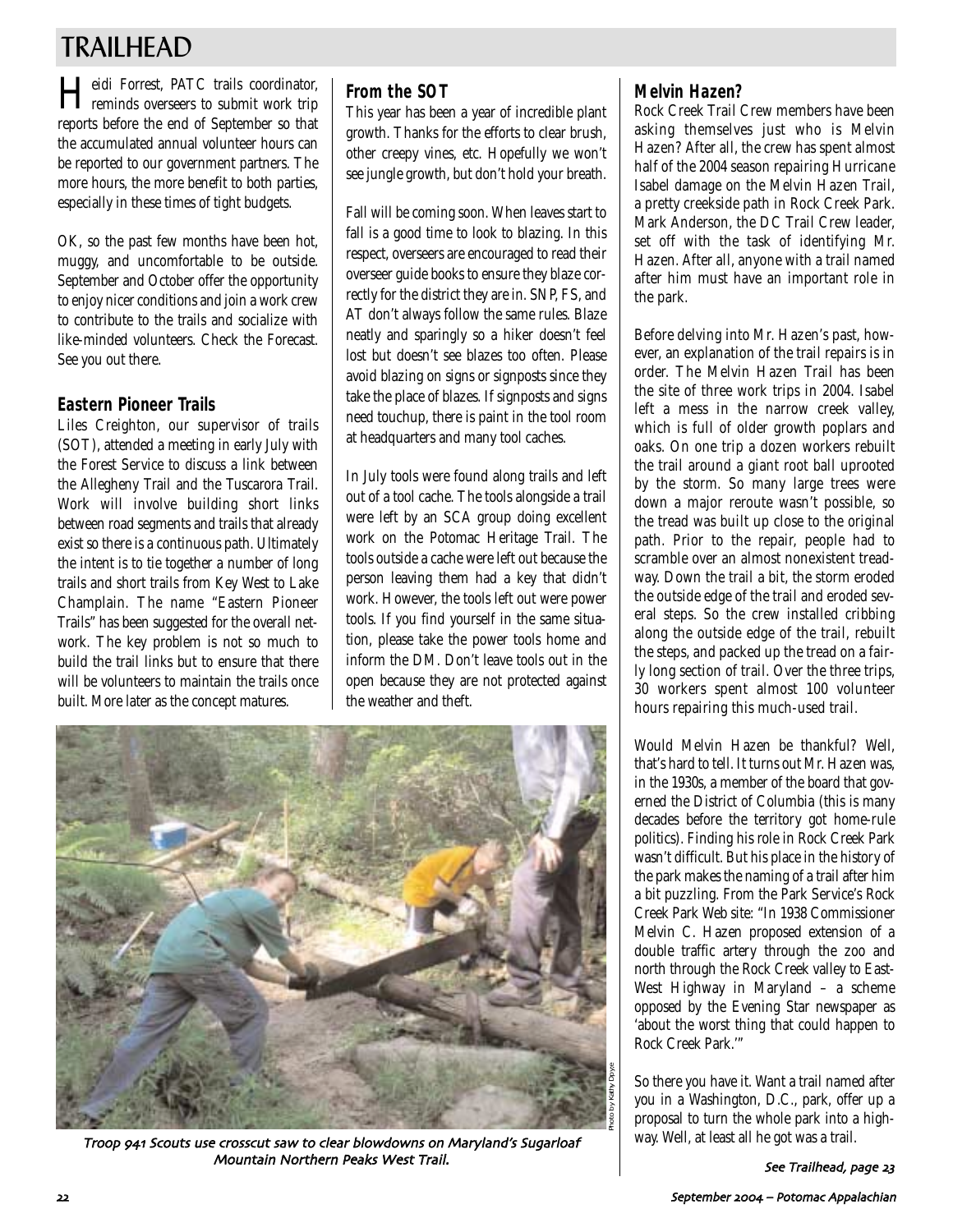# TRAILHEAD

Heidi Forrest, PATC trails coordinator, reminds overseers to submit work trip reports before the end of September so that the accumulated annual volunteer hours can be reported to our government partners. The more hours, the more benefit to both parties, especially in these times of tight budgets.

OK, so the past few months have been hot, muggy, and uncomfortable to be outside. September and October offer the opportunity to enjoy nicer conditions and join a work crew to contribute to the trails and socialize with like-minded volunteers. Check the Forecast. See you out there.

## Eastern Pioneer Trails

Liles Creighton, our supervisor of trails (SOT), attended a meeting in early July with the Forest Service to discuss a link between the Allegheny Trail and the Tuscarora Trail. Work will involve building short links between road segments and trails that already exist so there is a continuous path. Ultimately the intent is to tie together a number of long trails and short trails from Key West to Lake Champlain. The name "Eastern Pioneer Trails" has been suggested for the overall network. The key problem is not so much to build the trail links but to ensure that there will be volunteers to maintain the trails once built. More later as the concept matures.

## From the SOT

This year has been a year of incredible plant growth. Thanks for the efforts to clear brush, other creepy vines, etc. Hopefully we won't see jungle growth, but don't hold your breath.

Fall will be coming soon. When leaves start to fall is a good time to look to blazing. In this respect, overseers are encouraged to read their overseer guide books to ensure they blaze correctly for the district they are in. SNP, FS, and AT don't always follow the same rules. Blaze neatly and sparingly so a hiker doesn't feel lost but doesn't see blazes too often. Please avoid blazing on signs or signposts since they take the place of blazes. If signposts and signs need touchup, there is paint in the tool room at headquarters and many tool caches.

In July tools were found along trails and left out of a tool cache. The tools alongside a trail were left by an SCA group doing excellent work on the Potomac Heritage Trail. The tools outside a cache were left out because the person leaving them had a key that didn't work. However, the tools left out were power tools. If you find yourself in the same situation, please take the power tools home and inform the DM. Don't leave tools out in the open because they are not protected against the weather and theft.

Photo by Kathy Dryye

*Troop 941 Scouts use crosscut saw to clear blowdowns on Maryland's Sugarloaf Mountain Northern Peaks West Trail.*

## Melvin Hazen?

Rock Creek Trail Crew members have been asking themselves just who is Melvin Hazen? After all, the crew has spent almost half of the 2004 season repairing Hurricane Isabel damage on the Melvin Hazen Trail, a pretty creekside path in Rock Creek Park. Mark Anderson, the DC Trail Crew leader, set off with the task of identifying Mr. Hazen. After all, anyone with a trail named after him must have an important role in the park.

Before delving into Mr. Hazen's past, however, an explanation of the trail repairs is in order. The Melvin Hazen Trail has been the site of three work trips in 2004. Isabel left a mess in the narrow creek valley, which is full of older growth poplars and oaks. On one trip a dozen workers rebuilt the trail around a giant root ball uprooted by the storm. So many large trees were down a major reroute wasn't possible, so the tread was built up close to the original path. Prior to the repair, people had to scramble over an almost nonexistent treadway. Down the trail a bit, the storm eroded the outside edge of the trail and eroded several steps. So the crew installed cribbing along the outside edge of the trail, rebuilt the steps, and packed up the tread on a fairly long section of trail. Over the three trips, 30 workers spent almost 100 volunteer hours repairing this much-used trail.

Would Melvin Hazen be thankful? Well, that's hard to tell. It turns out Mr. Hazen was, in the 1930s, a member of the board that governed the District of Columbia (this is many decades before the territory got home-rule politics). Finding his role in Rock Creek Park wasn't difficult. But his place in the history of the park makes the naming of a trail after him a bit puzzling. From the Park Service's Rock Creek Park Web site: "In 1938 Commissioner Melvin C. Hazen proposed extension of a double traffic artery through the zoo and north through the Rock Creek valley to East-West Highway in Maryland – a scheme opposed by the Evening Star newspaper as 'about the worst thing that could happen to Rock Creek Park.'"

So there you have it. Want a trail named after you in a Washington, D.C., park, offer up a proposal to turn the whole park into a highway. Well, at least all he got was a trail.

*See Trailhead, page 23*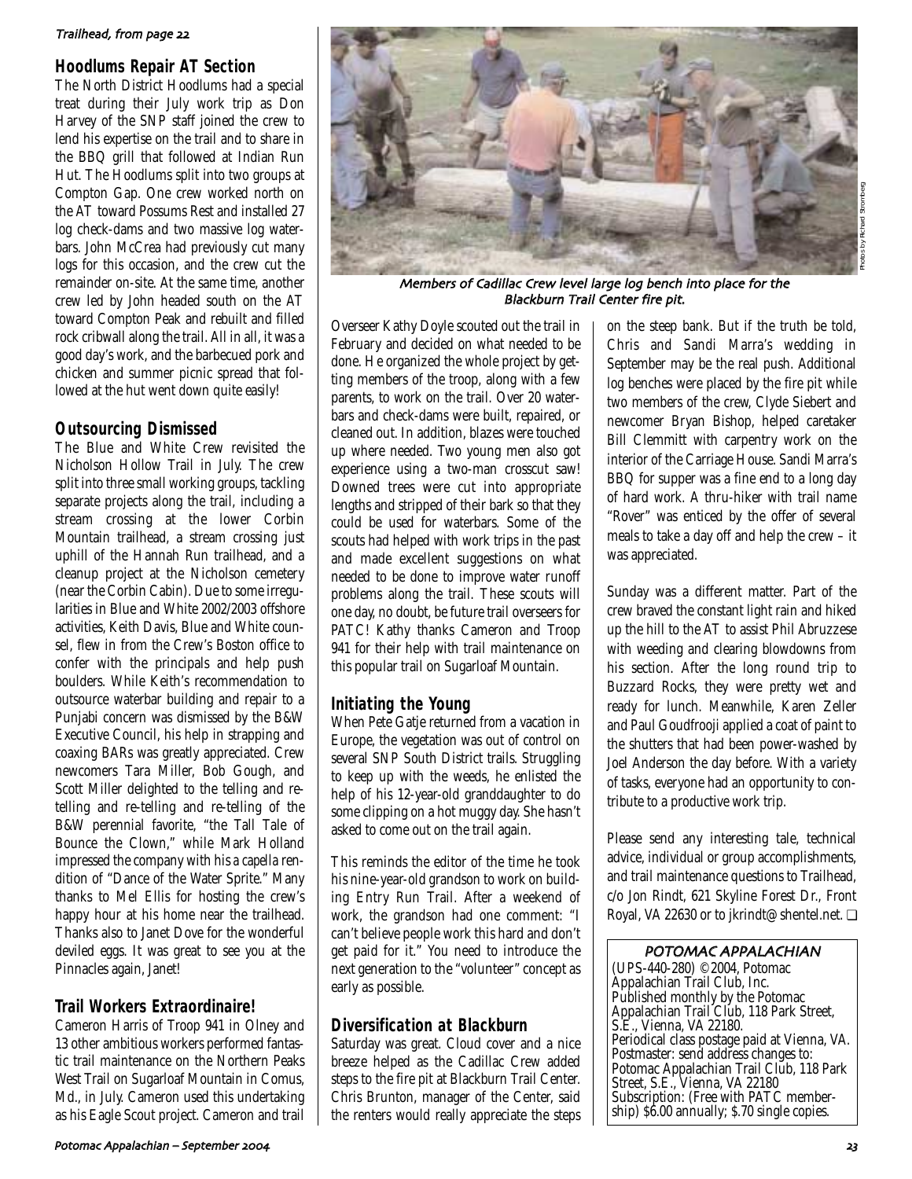*Trailhead, from page 22*

## Hoodlums Repair AT Section

The North District Hoodlums had a special treat during their July work trip as Don Harvey of the SNP staff joined the crew to lend his expertise on the trail and to share in the BBQ grill that followed at Indian Run Hut. The Hoodlums split into two groups at Compton Gap. One crew worked north on the AT toward Possums Rest and installed 27 log check-dams and two massive log waterbars. John McCrea had previously cut many logs for this occasion, and the crew cut the remainder on-site. At the same time, another crew led by John headed south on the AT toward Compton Peak and rebuilt and filled rock cribwall along the trail. All in all, it was a good day's work, and the barbecued pork and chicken and summer picnic spread that followed at the hut went down quite easily!

## Outsourcing Dismissed

The Blue and White Crew revisited the Nicholson Hollow Trail in July. The crew split into three small working groups, tackling separate projects along the trail, including a stream crossing at the lower Corbin Mountain trailhead, a stream crossing just uphill of the Hannah Run trailhead, and a cleanup project at the Nicholson cemetery (near the Corbin Cabin). Due to some irregularities in Blue and White 2002/2003 offshore activities, Keith Davis, Blue and White counsel, flew in from the Crew's Boston office to confer with the principals and help push boulders. While Keith's recommendation to outsource waterbar building and repair to a Punjabi concern was dismissed by the B&W Executive Council, his help in strapping and coaxing BARs was greatly appreciated. Crew newcomers Tara Miller, Bob Gough, and Scott Miller delighted to the telling and re-telling and re-telling and re-telling of the B&W perennial favorite, "the Tall Tale of Bounce the Clown," while Mark Holland impressed the company with his a capella rendition of "Dance of the Water Sprite." Many thanks to Mel Ellis for hosting the crew's happy hour at his home near the trailhead. Thanks also to Janet Dove for the wonderful deviled eggs. It was great to see you at the Pinnacles again, Janet!

## Trail Workers Extraordinaire!

Cameron Harris of Troop 941 in Olney and 13 other ambitious workers performed fantastic trail maintenance on the Northern Peaks West Trail on Sugarloaf Mountain in Comus, Md., in July. Cameron used this undertaking as his Eagle Scout project. Cameron and trail Overseer Kathy Doyle scouted out the trail in February and decided on what needed to be done. He organized the whole project by getting members of the troop, along with a few parents, to work on the trail. Over 20 waterbars and check-dams were built, repaired, or cleaned out. In addition, blazes were touched up where needed. Two young men also got experience using a two-man crosscut saw! Downed trees were cut into appropriate lengths and stripped of their bark so that they could be used for waterbars. Some of the scouts had helped with work trips in the past and made excellent suggestions on what needed to be done to improve water runoff problems along the trail. These scouts will one day, no doubt, be future trail overseers for PATC! Kathy thanks Cameron and Troop 941 for their help with trail maintenance on this popular trail on Sugarloaf Mountain.

## Initiating the Young

When Pete Gatje returned from a vacation in Europe, the vegetation was out of control on several SNP South District trails. Struggling to keep up with the weeds, he enlisted the help of his 12-year-old granddaughter to do some clipping on a hot muggy day. She hasn't asked to come out on the trail again.

This reminds the editor of the time he took his nine-year-old grandson to work on building Entry Run Trail. After a weekend of work, the grandson had one comment: "I can't believe people work this hard and don't get paid for it." You need to introduce the next generation to the "volunteer" concept as early as possible.

## Diversification at Blackburn

*Members of Cadillac Crew level large log bench into place for the Blackburn Trail Center fire pit.*

Photos by Richard Stromberg

Saturday was great. Cloud cover and a nice breeze helped as the Cadillac Crew added steps to the fire pit at Blackburn Trail Center. Chris Brunton, manager of the Center, said the renters would really appreciate the steps on the steep bank. But if the truth be told, Chris and Sandi Marra's wedding in September may be the real push. Additional log benches were placed by the fire pit while two members of the crew, Clyde Siebert and newcomer Bryan Bishop, helped caretaker Bill Clemmitt with carpentry work on the interior of the Carriage House. Sandi Marra's BBQ for supper was a fine end to a long day of hard work. A thru-hiker with trail name "Rover" was enticed by the offer of several meals to take a day off and help the crew – it was appreciated.

Sunday was a different matter. Part of the crew braved the constant light rain and hiked up the hill to the AT to assist Phil Abruzzese with weeding and clearing blowdowns from his section. After the long round trip to Buzzard Rocks, they were pretty wet and ready for lunch. Meanwhile, Karen Zeller and Paul Goudfrooji applied a coat of paint to the shutters that had been power-washed by Joel Anderson the day before. With a variety of tasks, everyone had an opportunity to contribute to a productive work trip.

Please send any interesting tale, technical advice, individual or group accomplishments, and trail maintenance questions to Trailhead, c/o Jon Rindt, 621 Skyline Forest Dr., Front Royal, VA 22630 or to jkrindt@shentel.net. ❑

**POTOMAC APPALACHIAN**

(UPS-440-280) ©2004, Potomac Appalachian Trail Club, Inc.
Published monthly by the Potomac Appalachian Trail Club, 118 Park Street, S.E., Vienna, VA 22180.
Periodical class postage paid at Vienna, VA.
Postmaster: send address changes to: Potomac Appalachian Trail Club, 118 Park Street, S.E., Vienna, VA 22180
Subscription: (Free with PATC membership) $6.00 annually; $.70 single copies.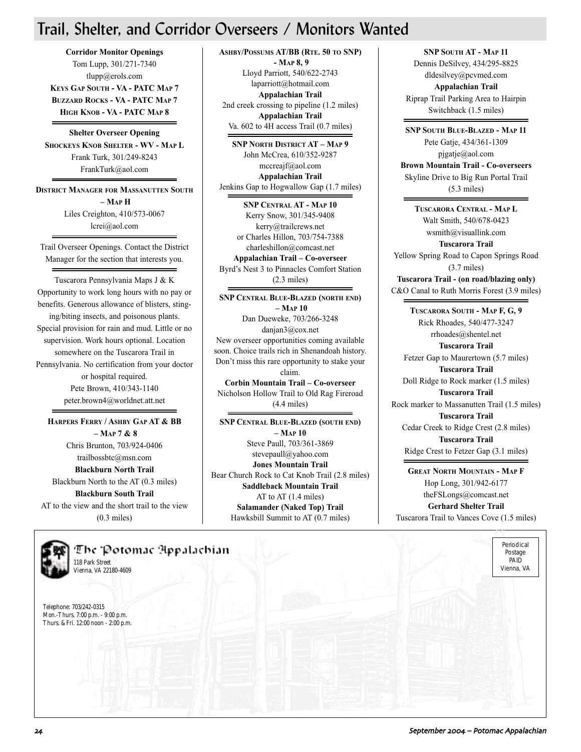# Trail, Shelter, and Corridor Overseers / Monitors Wanted

**Corridor Monitor Openings**
Tom Lupp, 301/271-7340
tlupp@erols.com
**KEYS GAP SOUTH - VA - PATC MAP 7**
**BUZZARD ROCKS - VA - PATC MAP 7**
**HIGH KNOB - VA - PATC MAP 8**

**Shelter Overseer Opening**
**SHOCKEYS KNOB SHELTER - WV - MAP L**
Frank Turk, 301/249-8243
FrankTurk@aol.com

**DISTRICT MANAGER FOR MASSANUTTEN SOUTH – MAP H**
Liles Creighton, 410/573-0067
lcrei@aol.com

Trail Overseer Openings. Contact the District Manager for the section that interests you.

Tuscarora Pennsylvania Maps J & K
Opportunity to work long hours with no pay or benefits. Generous allowance of blisters, stinging/biting insects, and poisonous plants. Special provision for rain and mud. Little or no supervision. Work hours optional. Location somewhere on the Tuscarora Trail in Pennsylvania. No certification from your doctor or hospital required.
Pete Brown, 410/343-1140
peter.brown4@worldnet.att.net

**HARPERS FERRY / ASHBY GAP AT & BB – MAP 7 & 8**
Chris Brunton, 703/924-0406
trailbossbtc@msn.com
**Blackburn North Trail**
Blackburn North to the AT (0.3 miles)
**Blackburn South Trail**
AT to the view and the short trail to the view (0.3 miles)

**ASHBY/POSSUMS AT/BB (RTE. 50 TO SNP) - MAP 8, 9**
Lloyd Parriott, 540/622-2743
laparriott@hotmail.com
**Appalachian Trail**
2nd creek crossing to pipeline (1.2 miles)
**Appalachian Trail**
Va. 602 to 4H access Trail (0.7 miles)

**SNP NORTH DISTRICT AT – MAP 9**
John McCrea, 610/352-9287
mccreajf@aol.com
**Appalachian Trail**
Jenkins Gap to Hogwallow Gap (1.7 miles)

**SNP CENTRAL AT - MAP 10**
Kerry Snow, 301/345-9408
kerry@trailcrews.net
or Charles Hillon, 703/754-7388
charleshillon@comcast.net
**Appalachian Trail – Co-overseer**
Byrd's Nest 3 to Pinnacles Comfort Station (2.3 miles)

**SNP CENTRAL BLUE-BLAZED (NORTH END) – MAP 10**
Dan Dueweke, 703/266-3248
danjan3@cox.net
New overseer opportunities coming available soon. Choice trails rich in Shenandoah history. Don't miss this rare opportunity to stake your claim.
**Corbin Mountain Trail – Co-overseer**
Nicholson Hollow Trail to Old Rag Fireroad (4.4 miles)

**SNP CENTRAL BLUE-BLAZED (SOUTH END) – MAP 10**
Steve Paull, 703/361-3869
stevepaull@yahoo.com
**Jones Mountain Trail**
Bear Church Rock to Cat Knob Trail (2.8 miles)
**Saddleback Mountain Trail**
AT to AT (1.4 miles)
**Salamander (Naked Top) Trail**
Hawksbill Summit to AT (0.7 miles)

**SNP SOUTH AT - MAP 11**
Dennis DeSilvey, 434/295-8825
dldesilvey@pcvmed.com
**Appalachian Trail**
Riprap Trail Parking Area to Hairpin Switchback (1.5 miles)

**SNP SOUTH BLUE-BLAZED - MAP 11**
Pete Gatje, 434/361-1309
pjgatje@aol.com
**Brown Mountain Trail - Co-overseers**
Skyline Drive to Big Run Portal Trail (5.3 miles)

**TUSCARORA CENTRAL - MAP L**
Walt Smith, 540/678-0423
wsmith@visuallink.com
**Tuscarora Trail**
Yellow Spring Road to Capon Springs Road (3.7 miles)
**Tuscarora Trail - (on road/blazing only)**
C&O Canal to Ruth Morris Forest (3.9 miles)

**TUSCARORA SOUTH - MAP F, G, 9**
Rick Rhoades, 540/477-3247
rrhoades@shentel.net
**Tuscarora Trail**
Fetzer Gap to Maurertown (5.7 miles)
**Tuscarora Trail**
Doll Ridge to Rock marker (1.5 miles)
**Tuscarora Trail**
Rock marker to Massanutten Trail (1.5 miles)
**Tuscarora Trail**
Cedar Creek to Ridge Crest (2.8 miles)
**Tuscarora Trail**
Ridge Crest to Fetzer Gap (3.1 miles)

**GREAT NORTH MOUNTAIN - MAP F**
Hop Long, 301/942-6177
theFSLongs@comcast.net
**Gerhard Shelter Trail**
Tuscarora Trail to Vances Cove (1.5 miles)

---

The Potomac Appalachian
118 Park Street
Vienna, VA 22180-4609

Telephone: 703/242-0315
Mon.-Thurs. 7:00 p.m. - 9:00 p.m.
Thurs. & Fri. 12:00 noon - 2:00 p.m.

Periodical Postage PAID Vienna, VA